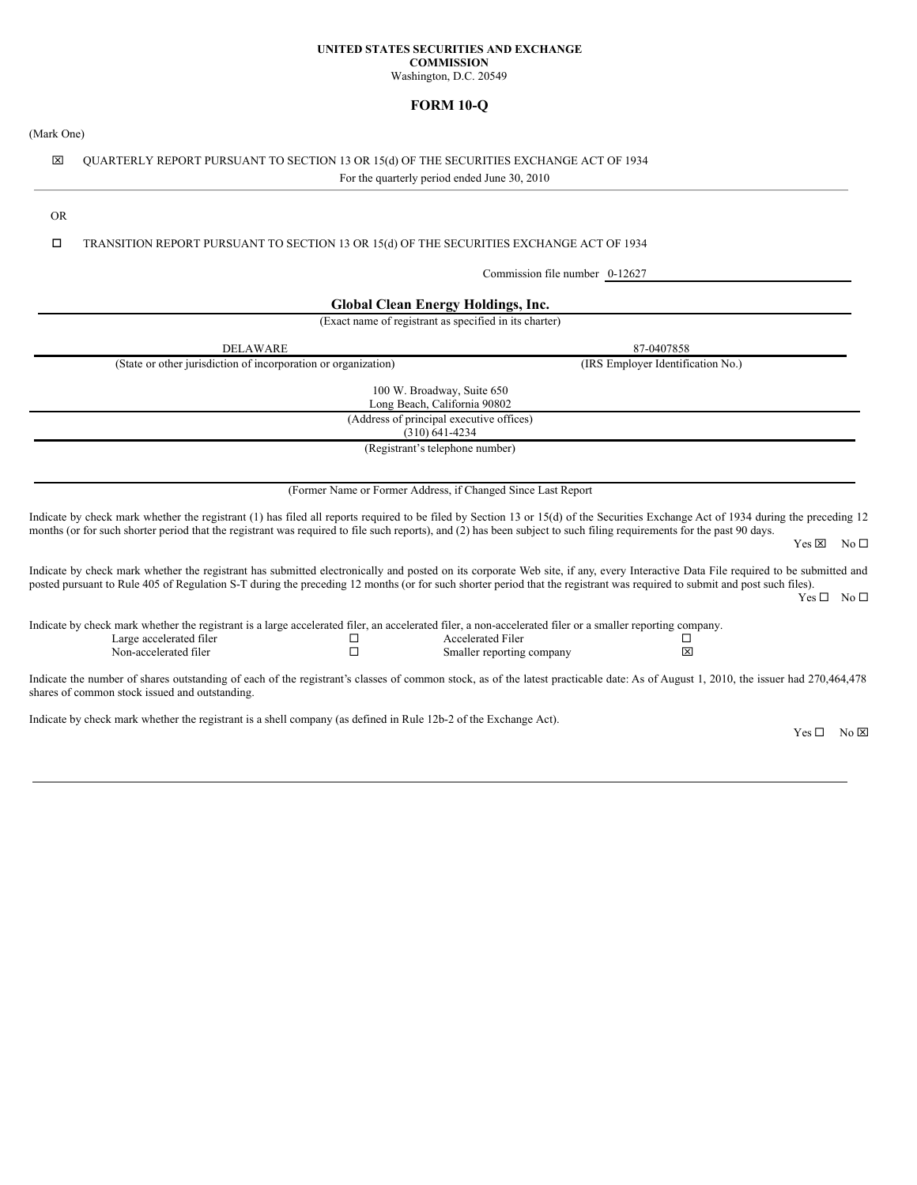**UNITED STATES SECURITIES AND EXCHANGE COMMISSION**
Washington, D.C. 20549

# FORM 10-Q

(Mark One)

☒ QUARTERLY REPORT PURSUANT TO SECTION 13 OR 15(d) OF THE SECURITIES EXCHANGE ACT OF 1934
For the quarterly period ended June 30, 2010

OR

☐ TRANSITION REPORT PURSUANT TO SECTION 13 OR 15(d) OF THE SECURITIES EXCHANGE ACT OF 1934

Commission file number 0-12627

**Global Clean Energy Holdings, Inc.**
(Exact name of registrant as specified in its charter)

| DELAWARE | 87-0407858 |
|---|---|
| (State or other jurisdiction of incorporation or organization) | (IRS Employer Identification No.) |

100 W. Broadway, Suite 650
Long Beach, California 90802
(Address of principal executive offices)
(310) 641-4234
(Registrant's telephone number)

(Former Name or Former Address, if Changed Since Last Report

Indicate by check mark whether the registrant (1) has filed all reports required to be filed by Section 13 or 15(d) of the Securities Exchange Act of 1934 during the preceding 12 months (or for such shorter period that the registrant was required to file such reports), and (2) has been subject to such filing requirements for the past 90 days.
Yes ☒ No ☐

Indicate by check mark whether the registrant has submitted electronically and posted on its corporate Web site, if any, every Interactive Data File required to be submitted and posted pursuant to Rule 405 of Regulation S-T during the preceding 12 months (or for such shorter period that the registrant was required to submit and post such files).
Yes ☐ No ☐

Indicate by check mark whether the registrant is a large accelerated filer, an accelerated filer, a non-accelerated filer or a smaller reporting company.

| | | | |
|---|---|---|---|
| Large accelerated filer | ☐ | Accelerated Filer | ☐ |
| Non-accelerated filer | ☐ | Smaller reporting company | ☒ |

Indicate the number of shares outstanding of each of the registrant's classes of common stock, as of the latest practicable date: As of August 1, 2010, the issuer had 270,464,478 shares of common stock issued and outstanding.

Indicate by check mark whether the registrant is a shell company (as defined in Rule 12b-2 of the Exchange Act).
Yes ☐ No ☒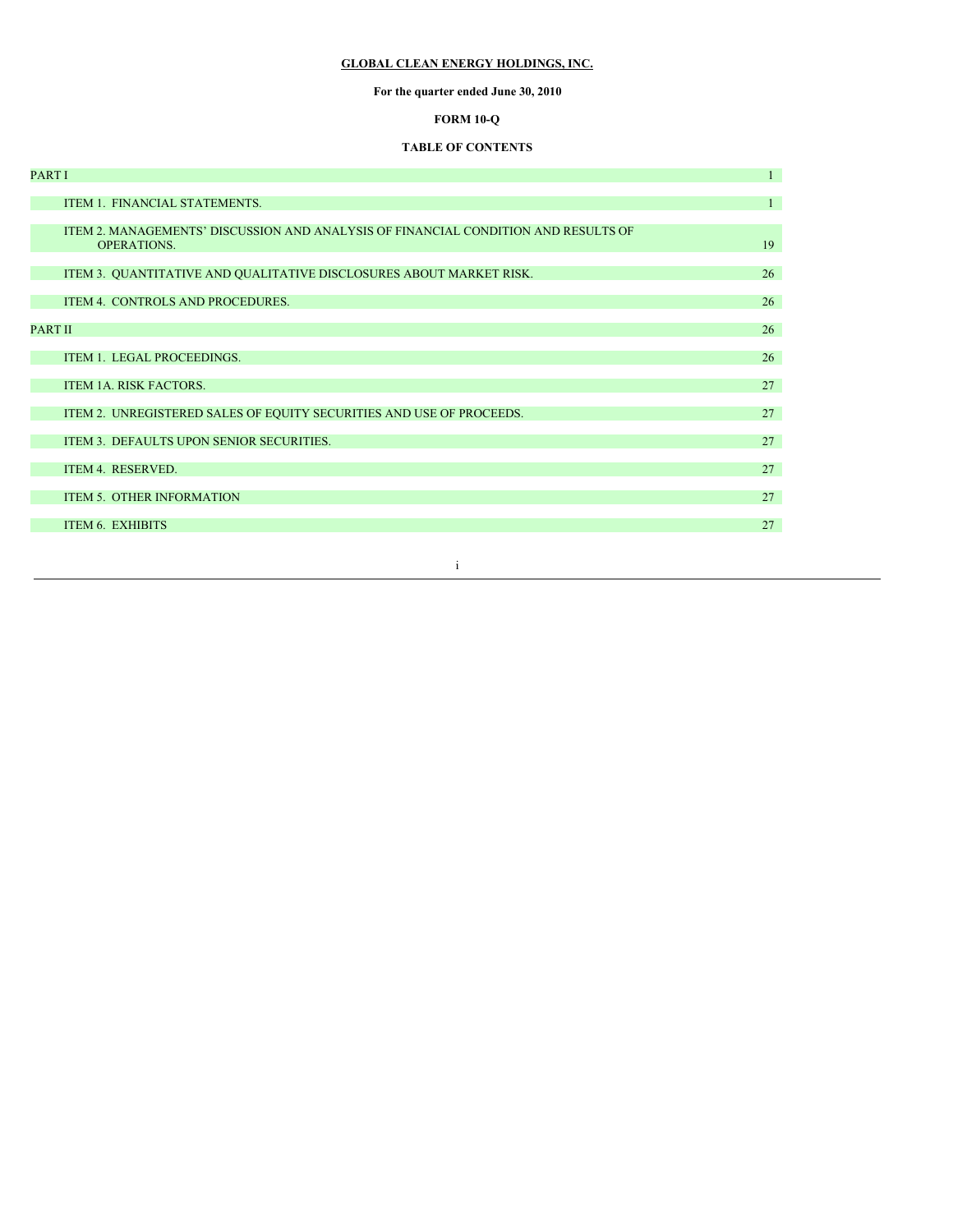**GLOBAL CLEAN ENERGY HOLDINGS, INC.**

**For the quarter ended June 30, 2010**

**FORM 10-Q**

**TABLE OF CONTENTS**

| | |
|---|---|
| PART I | 1 |
| ITEM 1. FINANCIAL STATEMENTS. | 1 |
| ITEM 2. MANAGEMENTS' DISCUSSION AND ANALYSIS OF FINANCIAL CONDITION AND RESULTS OF OPERATIONS. | 19 |
| ITEM 3. QUANTITATIVE AND QUALITATIVE DISCLOSURES ABOUT MARKET RISK. | 26 |
| ITEM 4. CONTROLS AND PROCEDURES. | 26 |
| PART II | 26 |
| ITEM 1. LEGAL PROCEEDINGS. | 26 |
| ITEM 1A. RISK FACTORS. | 27 |
| ITEM 2. UNREGISTERED SALES OF EQUITY SECURITIES AND USE OF PROCEEDS. | 27 |
| ITEM 3. DEFAULTS UPON SENIOR SECURITIES. | 27 |
| ITEM 4. RESERVED. | 27 |
| ITEM 5. OTHER INFORMATION | 27 |
| ITEM 6. EXHIBITS | 27 |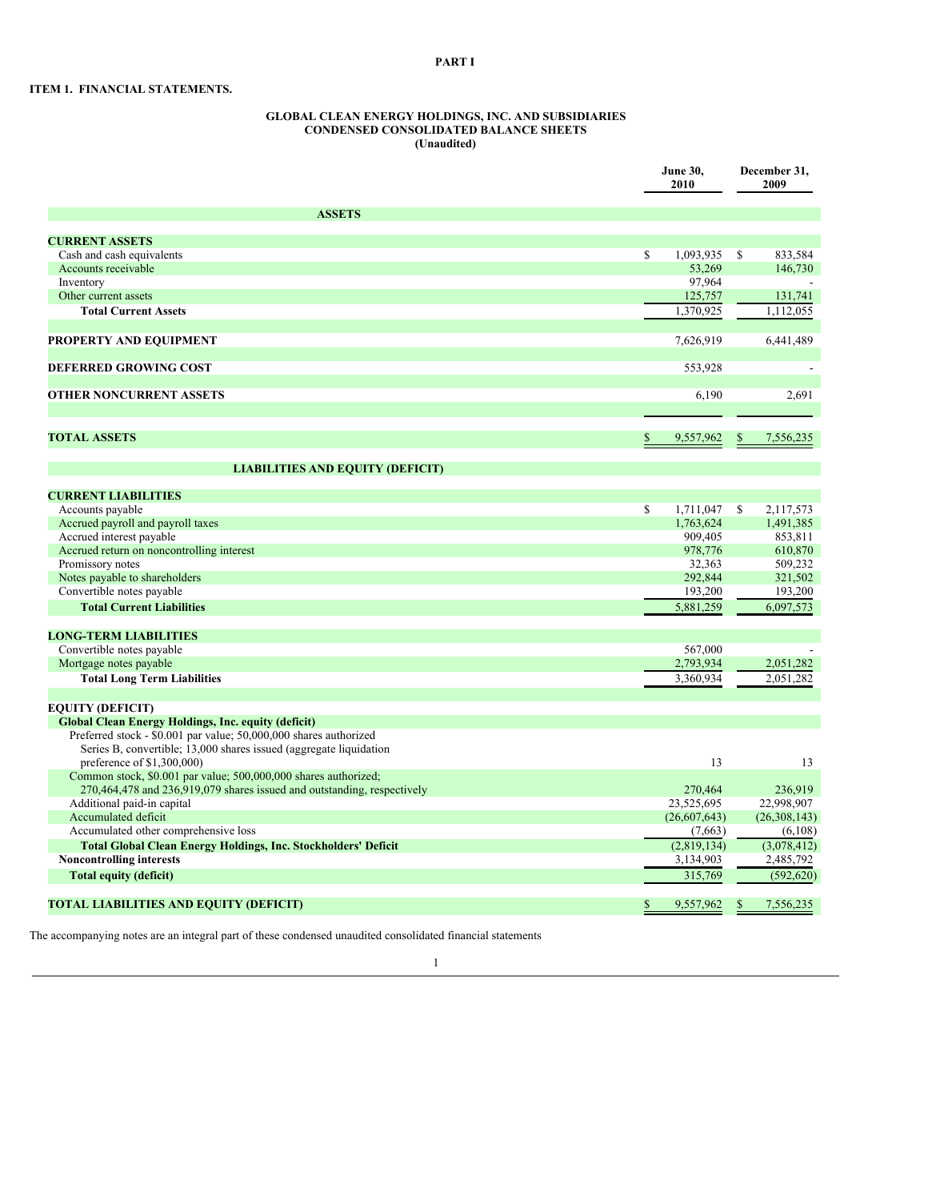# PART I

## ITEM 1. FINANCIAL STATEMENTS.

### GLOBAL CLEAN ENERGY HOLDINGS, INC. AND SUBSIDIARIES
### CONDENSED CONSOLIDATED BALANCE SHEETS
### (Unaudited)

| | June 30, 2010 | December 31, 2009 |
|---|---|---|
| **ASSETS** | | |
| **CURRENT ASSETS** | | |
| Cash and cash equivalents | $ 1,093,935 | $ 833,584 |
| Accounts receivable | 53,269 | 146,730 |
| Inventory | 97,964 | - |
| Other current assets | 125,757 | 131,741 |
| **Total Current Assets** | 1,370,925 | 1,112,055 |
| **PROPERTY AND EQUIPMENT** | 7,626,919 | 6,441,489 |
| **DEFERRED GROWING COST** | 553,928 | - |
| **OTHER NONCURRENT ASSETS** | 6,190 | 2,691 |
| **TOTAL ASSETS** | $ 9,557,962 | $ 7,556,235 |
| **LIABILITIES AND EQUITY (DEFICIT)** | | |
| **CURRENT LIABILITIES** | | |
| Accounts payable | $ 1,711,047 | $ 2,117,573 |
| Accrued payroll and payroll taxes | 1,763,624 | 1,491,385 |
| Accrued interest payable | 909,405 | 853,811 |
| Accrued return on noncontrolling interest | 978,776 | 610,870 |
| Promissory notes | 32,363 | 509,232 |
| Notes payable to shareholders | 292,844 | 321,502 |
| Convertible notes payable | 193,200 | 193,200 |
| **Total Current Liabilities** | 5,881,259 | 6,097,573 |
| **LONG-TERM LIABILITIES** | | |
| Convertible notes payable | 567,000 | - |
| Mortgage notes payable | 2,793,934 | 2,051,282 |
| **Total Long Term Liabilities** | 3,360,934 | 2,051,282 |
| **EQUITY (DEFICIT)** | | |
| **Global Clean Energy Holdings, Inc. equity (deficit)** | | |
| Preferred stock - $0.001 par value; 50,000,000 shares authorized Series B, convertible; 13,000 shares issued (aggregate liquidation preference of $1,300,000) | 13 | 13 |
| Common stock, $0.001 par value; 500,000,000 shares authorized; 270,464,478 and 236,919,079 shares issued and outstanding, respectively | 270,464 | 236,919 |
| Additional paid-in capital | 23,525,695 | 22,998,907 |
| Accumulated deficit | (26,607,643) | (26,308,143) |
| Accumulated other comprehensive loss | (7,663) | (6,108) |
| **Total Global Clean Energy Holdings, Inc. Stockholders' Deficit** | (2,819,134) | (3,078,412) |
| **Noncontrolling interests** | 3,134,903 | 2,485,792 |
| **Total equity (deficit)** | 315,769 | (592,620) |
| **TOTAL LIABILITIES AND EQUITY (DEFICIT)** | $ 9,557,962 | $ 7,556,235 |

The accompanying notes are an integral part of these condensed unaudited consolidated financial statements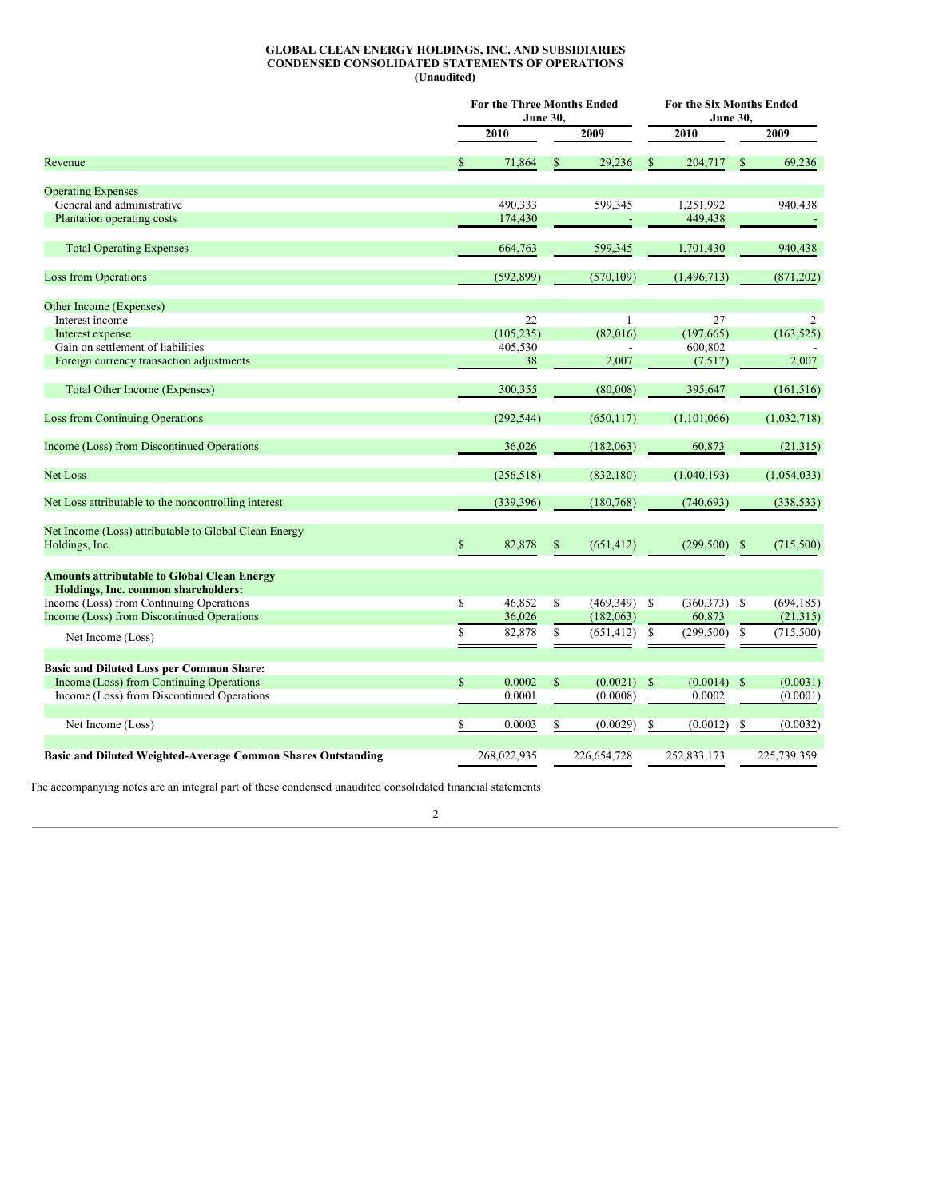**GLOBAL CLEAN ENERGY HOLDINGS, INC. AND SUBSIDIARIES**
**CONDENSED CONSOLIDATED STATEMENTS OF OPERATIONS**
**(Unaudited)**

| | For the Three Months Ended June 30, | | For the Six Months Ended June 30, | |
|---|---|---|---|---|
| | 2010 | 2009 | 2010 | 2009 |
| Revenue | $ 71,864 | $ 29,236 | $ 204,717 | $ 69,236 |
| Operating Expenses | | | | |
| General and administrative | 490,333 | 599,345 | 1,251,992 | 940,438 |
| Plantation operating costs | 174,430 | - | 449,438 | - |
| Total Operating Expenses | 664,763 | 599,345 | 1,701,430 | 940,438 |
| Loss from Operations | (592,899) | (570,109) | (1,496,713) | (871,202) |
| Other Income (Expenses) | | | | |
| Interest income | 22 | 1 | 27 | 2 |
| Interest expense | (105,235) | (82,016) | (197,665) | (163,525) |
| Gain on settlement of liabilities | 405,530 | - | 600,802 | - |
| Foreign currency transaction adjustments | 38 | 2,007 | (7,517) | 2,007 |
| Total Other Income (Expenses) | 300,355 | (80,008) | 395,647 | (161,516) |
| Loss from Continuing Operations | (292,544) | (650,117) | (1,101,066) | (1,032,718) |
| Income (Loss) from Discontinued Operations | 36,026 | (182,063) | 60,873 | (21,315) |
| Net Loss | (256,518) | (832,180) | (1,040,193) | (1,054,033) |
| Net Loss attributable to the noncontrolling interest | (339,396) | (180,768) | (740,693) | (338,533) |
| Net Income (Loss) attributable to Global Clean Energy Holdings, Inc. | $ 82,878 | $ (651,412) | (299,500) | $ (715,500) |
| **Amounts attributable to Global Clean Energy Holdings, Inc. common shareholders:** | | | | |
| Income (Loss) from Continuing Operations | $ 46,852 | $ (469,349) | $ (360,373) | $ (694,185) |
| Income (Loss) from Discontinued Operations | 36,026 | (182,063) | 60,873 | (21,315) |
| Net Income (Loss) | $ 82,878 | $ (651,412) | $ (299,500) | $ (715,500) |
| **Basic and Diluted Loss per Common Share:** | | | | |
| Income (Loss) from Continuing Operations | $ 0.0002 | $ (0.0021) | $ (0.0014) | $ (0.0031) |
| Income (Loss) from Discontinued Operations | 0.0001 | (0.0008) | 0.0002 | (0.0001) |
| Net Income (Loss) | $ 0.0003 | $ (0.0029) | $ (0.0012) | $ (0.0032) |
| **Basic and Diluted Weighted-Average Common Shares Outstanding** | 268,022,935 | 226,654,728 | 252,833,173 | 225,739,359 |

The accompanying notes are an integral part of these condensed unaudited consolidated financial statements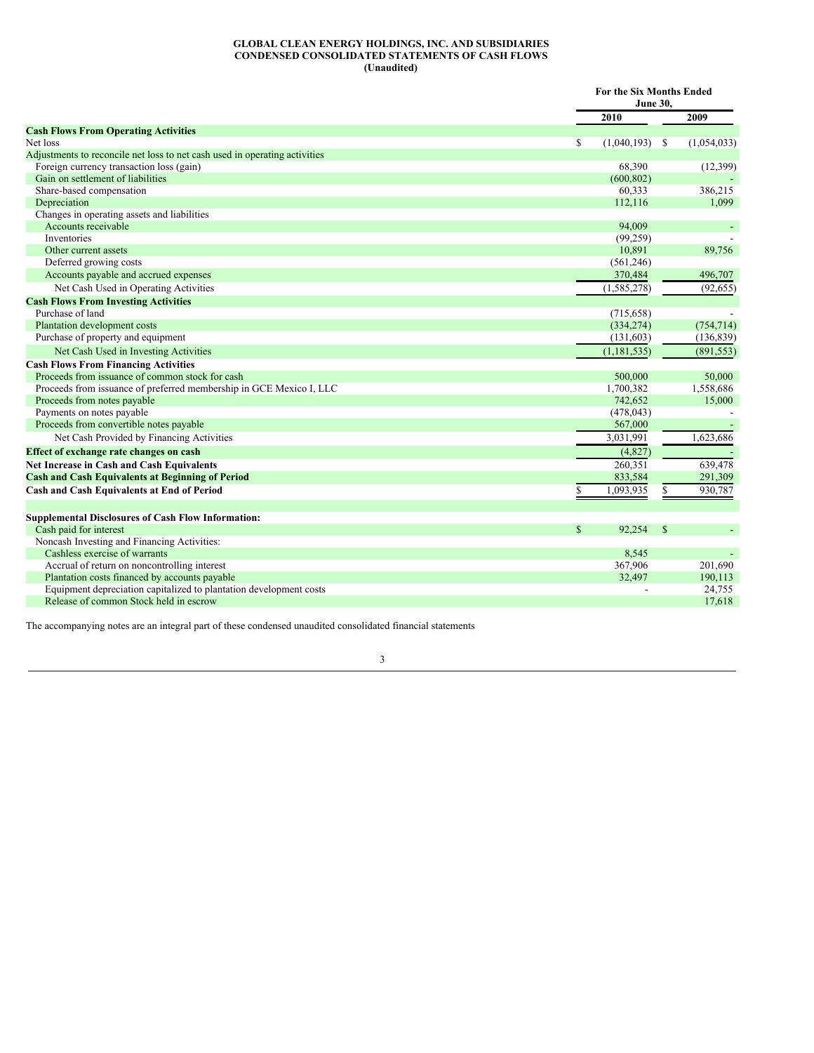**GLOBAL CLEAN ENERGY HOLDINGS, INC. AND SUBSIDIARIES**
**CONDENSED CONSOLIDATED STATEMENTS OF CASH FLOWS**
**(Unaudited)**

| | For the Six Months Ended June 30, | |
|---|---|---|
| | **2010** | **2009** |
| **Cash Flows From Operating Activities** | | |
| Net loss | $ (1,040,193) | $ (1,054,033) |
| Adjustments to reconcile net loss to net cash used in operating activities | | |
| Foreign currency transaction loss (gain) | 68,390 | (12,399) |
| Gain on settlement of liabilities | (600,802) | - |
| Share-based compensation | 60,333 | 386,215 |
| Depreciation | 112,116 | 1,099 |
| Changes in operating assets and liabilities | | |
| Accounts receivable | 94,009 | - |
| Inventories | (99,259) | - |
| Other current assets | 10,891 | 89,756 |
| Deferred growing costs | (561,246) | |
| Accounts payable and accrued expenses | 370,484 | 496,707 |
| Net Cash Used in Operating Activities | (1,585,278) | (92,655) |
| **Cash Flows From Investing Activities** | | |
| Purchase of land | (715,658) | - |
| Plantation development costs | (334,274) | (754,714) |
| Purchase of property and equipment | (131,603) | (136,839) |
| Net Cash Used in Investing Activities | (1,181,535) | (891,553) |
| **Cash Flows From Financing Activities** | | |
| Proceeds from issuance of common stock for cash | 500,000 | 50,000 |
| Proceeds from issuance of preferred membership in GCE Mexico I, LLC | 1,700,382 | 1,558,686 |
| Proceeds from notes payable | 742,652 | 15,000 |
| Payments on notes payable | (478,043) | - |
| Proceeds from convertible notes payable | 567,000 | - |
| Net Cash Provided by Financing Activities | 3,031,991 | 1,623,686 |
| **Effect of exchange rate changes on cash** | (4,827) | - |
| **Net Increase in Cash and Cash Equivalents** | 260,351 | 639,478 |
| **Cash and Cash Equivalents at Beginning of Period** | 833,584 | 291,309 |
| **Cash and Cash Equivalents at End of Period** | $ 1,093,935 | $ 930,787 |
| | | |
| **Supplemental Disclosures of Cash Flow Information:** | | |
| Cash paid for interest | $ 92,254 | $ - |
| Noncash Investing and Financing Activities: | | |
| Cashless exercise of warrants | 8,545 | - |
| Accrual of return on noncontrolling interest | 367,906 | 201,690 |
| Plantation costs financed by accounts payable | 32,497 | 190,113 |
| Equipment depreciation capitalized to plantation development costs | - | 24,755 |
| Release of common Stock held in escrow | | 17,618 |

The accompanying notes are an integral part of these condensed unaudited consolidated financial statements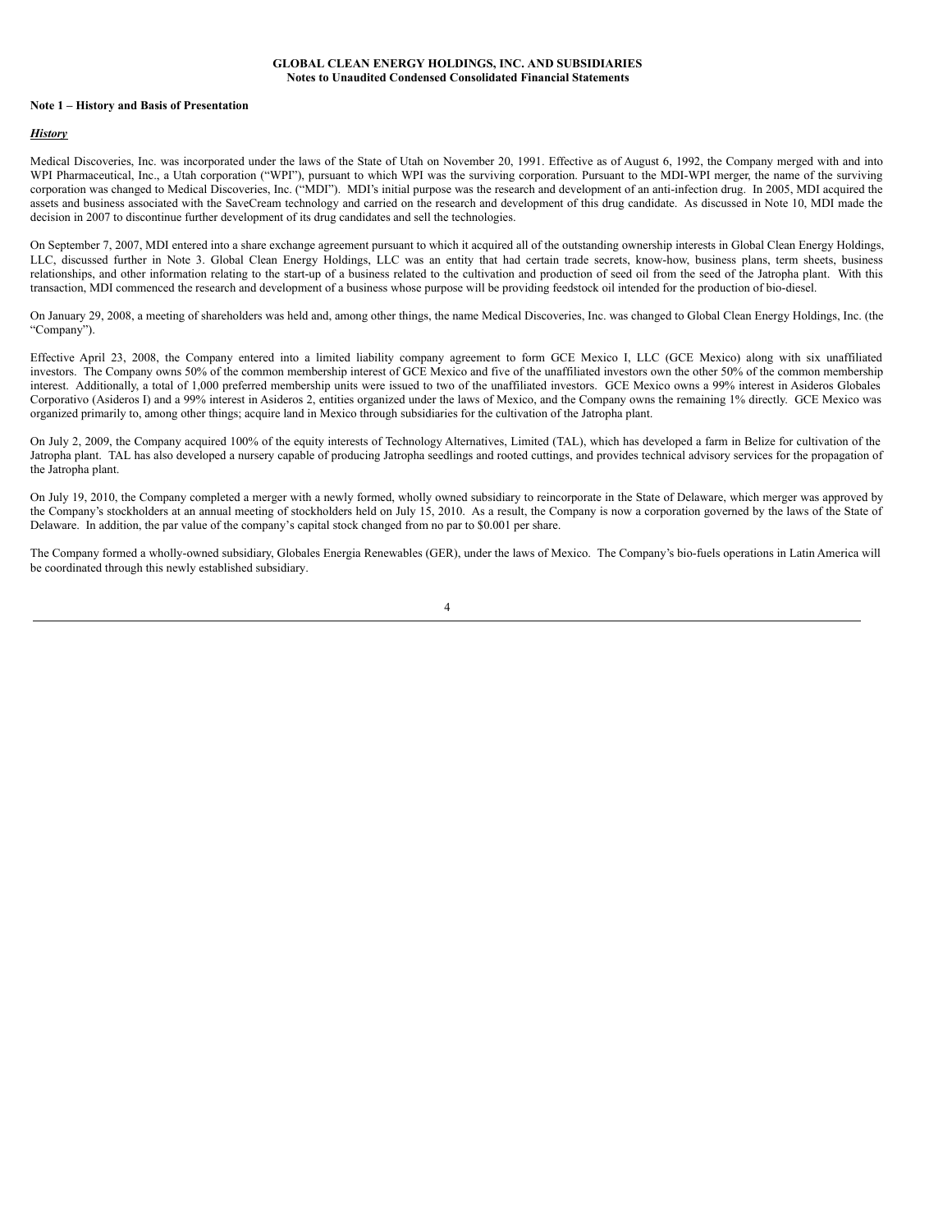**GLOBAL CLEAN ENERGY HOLDINGS, INC. AND SUBSIDIARIES**
**Notes to Unaudited Condensed Consolidated Financial Statements**

**Note 1 – History and Basis of Presentation**

***History***

Medical Discoveries, Inc. was incorporated under the laws of the State of Utah on November 20, 1991. Effective as of August 6, 1992, the Company merged with and into WPI Pharmaceutical, Inc., a Utah corporation ("WPI"), pursuant to which WPI was the surviving corporation. Pursuant to the MDI-WPI merger, the name of the surviving corporation was changed to Medical Discoveries, Inc. ("MDI"). MDI's initial purpose was the research and development of an anti-infection drug. In 2005, MDI acquired the assets and business associated with the SaveCream technology and carried on the research and development of this drug candidate. As discussed in Note 10, MDI made the decision in 2007 to discontinue further development of its drug candidates and sell the technologies.

On September 7, 2007, MDI entered into a share exchange agreement pursuant to which it acquired all of the outstanding ownership interests in Global Clean Energy Holdings, LLC, discussed further in Note 3. Global Clean Energy Holdings, LLC was an entity that had certain trade secrets, know-how, business plans, term sheets, business relationships, and other information relating to the start-up of a business related to the cultivation and production of seed oil from the seed of the Jatropha plant. With this transaction, MDI commenced the research and development of a business whose purpose will be providing feedstock oil intended for the production of bio-diesel.

On January 29, 2008, a meeting of shareholders was held and, among other things, the name Medical Discoveries, Inc. was changed to Global Clean Energy Holdings, Inc. (the "Company").

Effective April 23, 2008, the Company entered into a limited liability company agreement to form GCE Mexico I, LLC (GCE Mexico) along with six unaffiliated investors. The Company owns 50% of the common membership interest of GCE Mexico and five of the unaffiliated investors own the other 50% of the common membership interest. Additionally, a total of 1,000 preferred membership units were issued to two of the unaffiliated investors. GCE Mexico owns a 99% interest in Asideros Globales Corporativo (Asideros I) and a 99% interest in Asideros 2, entities organized under the laws of Mexico, and the Company owns the remaining 1% directly. GCE Mexico was organized primarily to, among other things; acquire land in Mexico through subsidiaries for the cultivation of the Jatropha plant.

On July 2, 2009, the Company acquired 100% of the equity interests of Technology Alternatives, Limited (TAL), which has developed a farm in Belize for cultivation of the Jatropha plant. TAL has also developed a nursery capable of producing Jatropha seedlings and rooted cuttings, and provides technical advisory services for the propagation of the Jatropha plant.

On July 19, 2010, the Company completed a merger with a newly formed, wholly owned subsidiary to reincorporate in the State of Delaware, which merger was approved by the Company's stockholders at an annual meeting of stockholders held on July 15, 2010. As a result, the Company is now a corporation governed by the laws of the State of Delaware. In addition, the par value of the company's capital stock changed from no par to $0.001 per share.

The Company formed a wholly-owned subsidiary, Globales Energia Renewables (GER), under the laws of Mexico. The Company's bio-fuels operations in Latin America will be coordinated through this newly established subsidiary.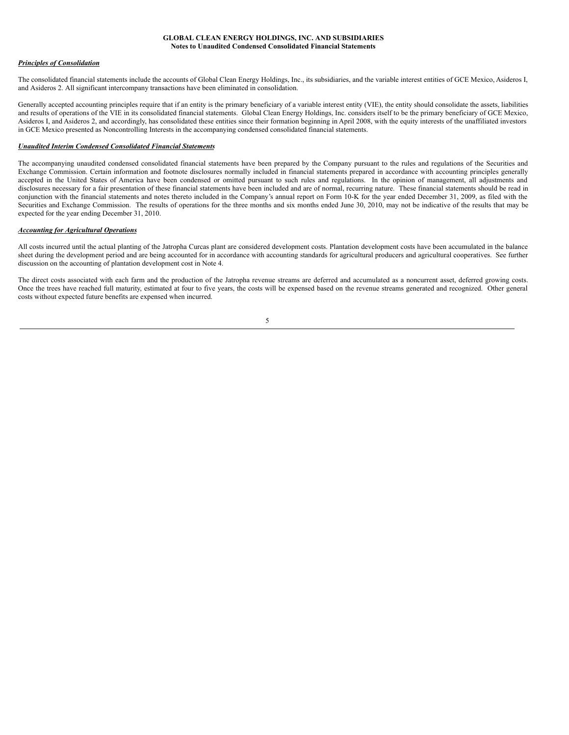***Principles of Consolidation***

The consolidated financial statements include the accounts of Global Clean Energy Holdings, Inc., its subsidiaries, and the variable interest entities of GCE Mexico, Asideros I, and Asideros 2. All significant intercompany transactions have been eliminated in consolidation.

Generally accepted accounting principles require that if an entity is the primary beneficiary of a variable interest entity (VIE), the entity should consolidate the assets, liabilities and results of operations of the VIE in its consolidated financial statements. Global Clean Energy Holdings, Inc. considers itself to be the primary beneficiary of GCE Mexico, Asideros I, and Asideros 2, and accordingly, has consolidated these entities since their formation beginning in April 2008, with the equity interests of the unaffiliated investors in GCE Mexico presented as Noncontrolling Interests in the accompanying condensed consolidated financial statements.

***Unaudited Interim Condensed Consolidated Financial Statements***

The accompanying unaudited condensed consolidated financial statements have been prepared by the Company pursuant to the rules and regulations of the Securities and Exchange Commission. Certain information and footnote disclosures normally included in financial statements prepared in accordance with accounting principles generally accepted in the United States of America have been condensed or omitted pursuant to such rules and regulations. In the opinion of management, all adjustments and disclosures necessary for a fair presentation of these financial statements have been included and are of normal, recurring nature. These financial statements should be read in conjunction with the financial statements and notes thereto included in the Company's annual report on Form 10-K for the year ended December 31, 2009, as filed with the Securities and Exchange Commission. The results of operations for the three months and six months ended June 30, 2010, may not be indicative of the results that may be expected for the year ending December 31, 2010.

***Accounting for Agricultural Operations***

All costs incurred until the actual planting of the Jatropha Curcas plant are considered development costs. Plantation development costs have been accumulated in the balance sheet during the development period and are being accounted for in accordance with accounting standards for agricultural producers and agricultural cooperatives. See further discussion on the accounting of plantation development cost in Note 4.

The direct costs associated with each farm and the production of the Jatropha revenue streams are deferred and accumulated as a noncurrent asset, deferred growing costs. Once the trees have reached full maturity, estimated at four to five years, the costs will be expensed based on the revenue streams generated and recognized. Other general costs without expected future benefits are expensed when incurred.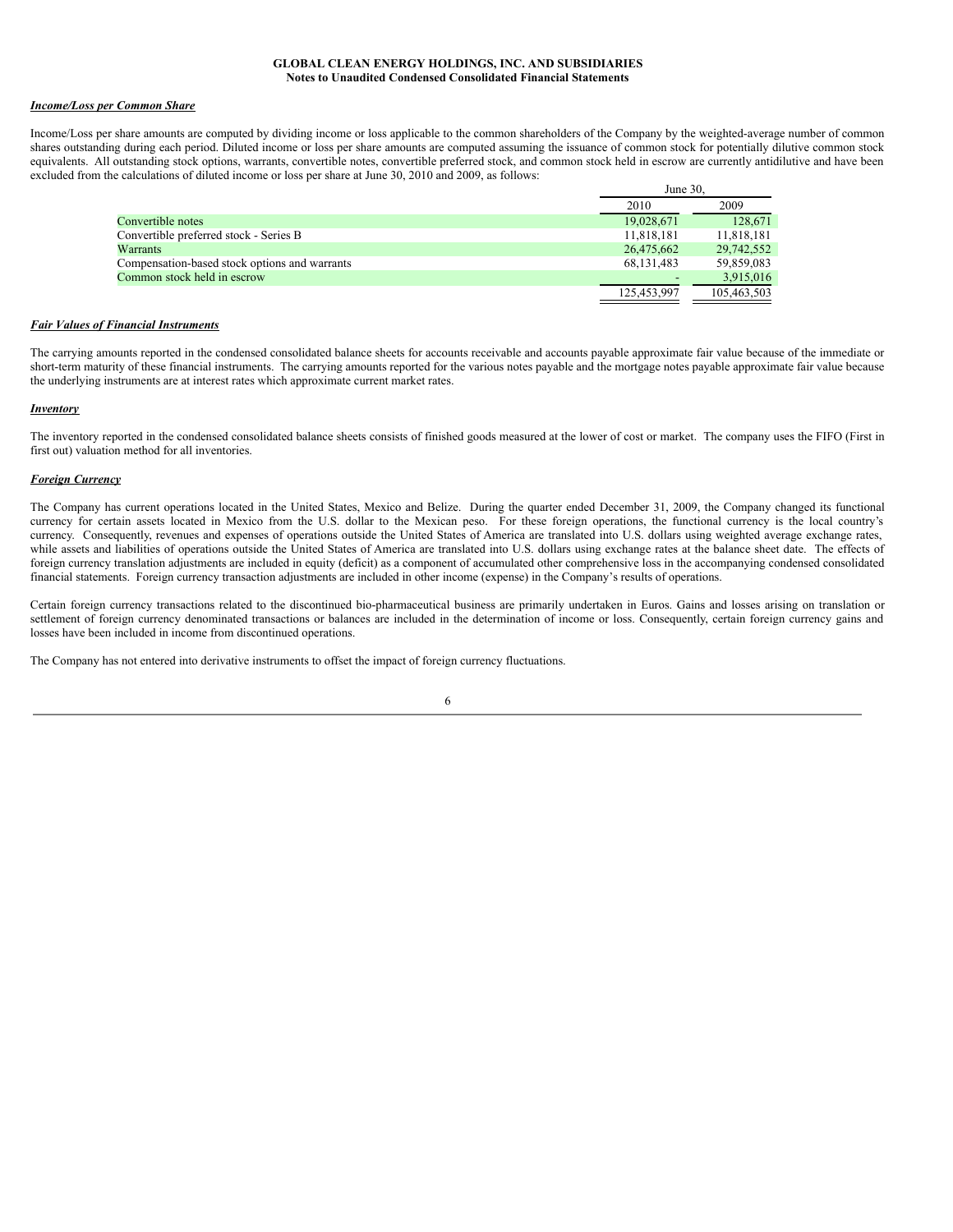GLOBAL CLEAN ENERGY HOLDINGS, INC. AND SUBSIDIARIES
Notes to Unaudited Condensed Consolidated Financial Statements

***Income/Loss per Common Share***

Income/Loss per share amounts are computed by dividing income or loss applicable to the common shareholders of the Company by the weighted-average number of common shares outstanding during each period. Diluted income or loss per share amounts are computed assuming the issuance of common stock for potentially dilutive common stock equivalents. All outstanding stock options, warrants, convertible notes, convertible preferred stock, and common stock held in escrow are currently antidilutive and have been excluded from the calculations of diluted income or loss per share at June 30, 2010 and 2009, as follows:

| | June 30, | |
|---|---|---|
| | 2010 | 2009 |
| Convertible notes | 19,028,671 | 128,671 |
| Convertible preferred stock - Series B | 11,818,181 | 11,818,181 |
| Warrants | 26,475,662 | 29,742,552 |
| Compensation-based stock options and warrants | 68,131,483 | 59,859,083 |
| Common stock held in escrow | - | 3,915,016 |
| | 125,453,997 | 105,463,503 |

***Fair Values of Financial Instruments***

The carrying amounts reported in the condensed consolidated balance sheets for accounts receivable and accounts payable approximate fair value because of the immediate or short-term maturity of these financial instruments. The carrying amounts reported for the various notes payable and the mortgage notes payable approximate fair value because the underlying instruments are at interest rates which approximate current market rates.

***Inventory***

The inventory reported in the condensed consolidated balance sheets consists of finished goods measured at the lower of cost or market. The company uses the FIFO (First in first out) valuation method for all inventories.

***Foreign Currency***

The Company has current operations located in the United States, Mexico and Belize. During the quarter ended December 31, 2009, the Company changed its functional currency for certain assets located in Mexico from the U.S. dollar to the Mexican peso. For these foreign operations, the functional currency is the local country's currency. Consequently, revenues and expenses of operations outside the United States of America are translated into U.S. dollars using weighted average exchange rates, while assets and liabilities of operations outside the United States of America are translated into U.S. dollars using exchange rates at the balance sheet date. The effects of foreign currency translation adjustments are included in equity (deficit) as a component of accumulated other comprehensive loss in the accompanying condensed consolidated financial statements. Foreign currency transaction adjustments are included in other income (expense) in the Company's results of operations.

Certain foreign currency transactions related to the discontinued bio-pharmaceutical business are primarily undertaken in Euros. Gains and losses arising on translation or settlement of foreign currency denominated transactions or balances are included in the determination of income or loss. Consequently, certain foreign currency gains and losses have been included in income from discontinued operations.

The Company has not entered into derivative instruments to offset the impact of foreign currency fluctuations.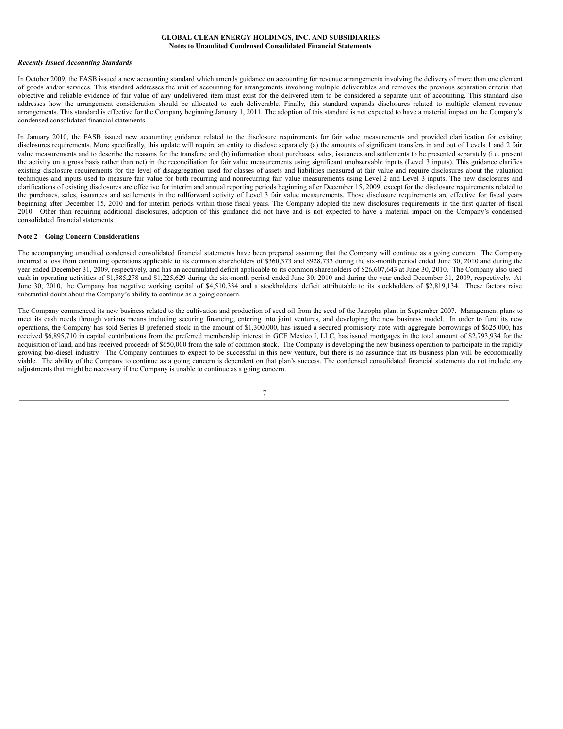***Recently Issued Accounting Standards***

In October 2009, the FASB issued a new accounting standard which amends guidance on accounting for revenue arrangements involving the delivery of more than one element of goods and/or services. This standard addresses the unit of accounting for arrangements involving multiple deliverables and removes the previous separation criteria that objective and reliable evidence of fair value of any undelivered item must exist for the delivered item to be considered a separate unit of accounting. This standard also addresses how the arrangement consideration should be allocated to each deliverable. Finally, this standard expands disclosures related to multiple element revenue arrangements. This standard is effective for the Company beginning January 1, 2011. The adoption of this standard is not expected to have a material impact on the Company's condensed consolidated financial statements.

In January 2010, the FASB issued new accounting guidance related to the disclosure requirements for fair value measurements and provided clarification for existing disclosures requirements. More specifically, this update will require an entity to disclose separately (a) the amounts of significant transfers in and out of Levels 1 and 2 fair value measurements and to describe the reasons for the transfers; and (b) information about purchases, sales, issuances and settlements to be presented separately (i.e. present the activity on a gross basis rather than net) in the reconciliation for fair value measurements using significant unobservable inputs (Level 3 inputs). This guidance clarifies existing disclosure requirements for the level of disaggregation used for classes of assets and liabilities measured at fair value and require disclosures about the valuation techniques and inputs used to measure fair value for both recurring and nonrecurring fair value measurements using Level 2 and Level 3 inputs. The new disclosures and clarifications of existing disclosures are effective for interim and annual reporting periods beginning after December 15, 2009, except for the disclosure requirements related to the purchases, sales, issuances and settlements in the rollforward activity of Level 3 fair value measurements. Those disclosure requirements are effective for fiscal years beginning after December 15, 2010 and for interim periods within those fiscal years. The Company adopted the new disclosures requirements in the first quarter of fiscal 2010. Other than requiring additional disclosures, adoption of this guidance did not have and is not expected to have a material impact on the Company's condensed consolidated financial statements.

**Note 2 – Going Concern Considerations**

The accompanying unaudited condensed consolidated financial statements have been prepared assuming that the Company will continue as a going concern. The Company incurred a loss from continuing operations applicable to its common shareholders of $360,373 and $928,733 during the six-month period ended June 30, 2010 and during the year ended December 31, 2009, respectively, and has an accumulated deficit applicable to its common shareholders of $26,607,643 at June 30, 2010. The Company also used cash in operating activities of $1,585,278 and $1,225,629 during the six-month period ended June 30, 2010 and during the year ended December 31, 2009, respectively. At June 30, 2010, the Company has negative working capital of $4,510,334 and a stockholders' deficit attributable to its stockholders of $2,819,134. These factors raise substantial doubt about the Company's ability to continue as a going concern.

The Company commenced its new business related to the cultivation and production of seed oil from the seed of the Jatropha plant in September 2007. Management plans to meet its cash needs through various means including securing financing, entering into joint ventures, and developing the new business model. In order to fund its new operations, the Company has sold Series B preferred stock in the amount of $1,300,000, has issued a secured promissory note with aggregate borrowings of $625,000, has received $6,895,710 in capital contributions from the preferred membership interest in GCE Mexico I, LLC, has issued mortgages in the total amount of $2,793,934 for the acquisition of land, and has received proceeds of $650,000 from the sale of common stock. The Company is developing the new business operation to participate in the rapidly growing bio-diesel industry. The Company continues to expect to be successful in this new venture, but there is no assurance that its business plan will be economically viable. The ability of the Company to continue as a going concern is dependent on that plan's success. The condensed consolidated financial statements do not include any adjustments that might be necessary if the Company is unable to continue as a going concern.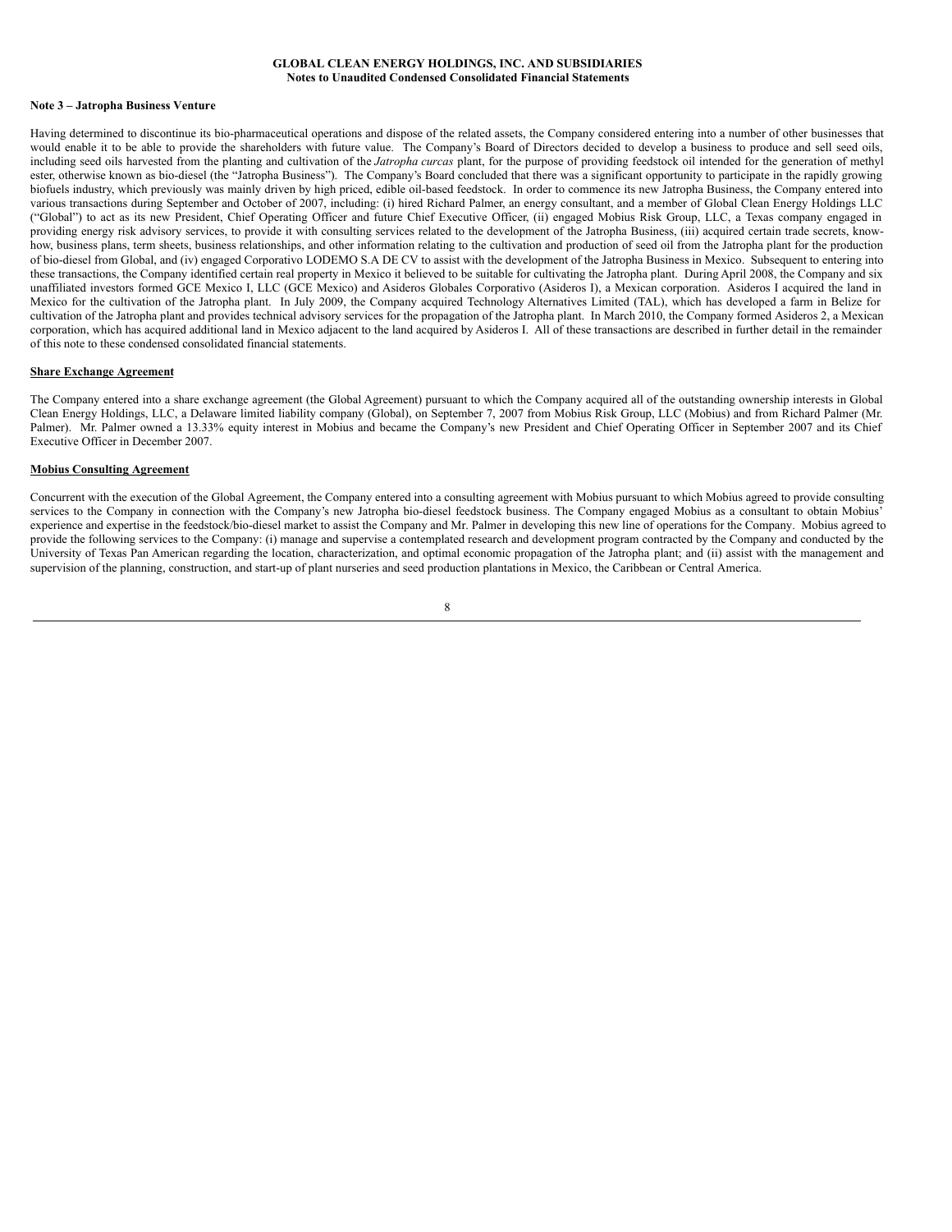### Note 3 – Jatropha Business Venture

Having determined to discontinue its bio-pharmaceutical operations and dispose of the related assets, the Company considered entering into a number of other businesses that would enable it to be able to provide the shareholders with future value. The Company's Board of Directors decided to develop a business to produce and sell seed oils, including seed oils harvested from the planting and cultivation of the *Jatropha curcas* plant, for the purpose of providing feedstock oil intended for the generation of methyl ester, otherwise known as bio-diesel (the "Jatropha Business"). The Company's Board concluded that there was a significant opportunity to participate in the rapidly growing biofuels industry, which previously was mainly driven by high priced, edible oil-based feedstock. In order to commence its new Jatropha Business, the Company entered into various transactions during September and October of 2007, including: (i) hired Richard Palmer, an energy consultant, and a member of Global Clean Energy Holdings LLC ("Global") to act as its new President, Chief Operating Officer and future Chief Executive Officer, (ii) engaged Mobius Risk Group, LLC, a Texas company engaged in providing energy risk advisory services, to provide it with consulting services related to the development of the Jatropha Business, (iii) acquired certain trade secrets, know-how, business plans, term sheets, business relationships, and other information relating to the cultivation and production of seed oil from the Jatropha plant for the production of bio-diesel from Global, and (iv) engaged Corporativo LODEMO S.A DE CV to assist with the development of the Jatropha Business in Mexico. Subsequent to entering into these transactions, the Company identified certain real property in Mexico it believed to be suitable for cultivating the Jatropha plant. During April 2008, the Company and six unaffiliated investors formed GCE Mexico I, LLC (GCE Mexico) and Asideros Globales Corporativo (Asideros I), a Mexican corporation. Asideros I acquired the land in Mexico for the cultivation of the Jatropha plant. In July 2009, the Company acquired Technology Alternatives Limited (TAL), which has developed a farm in Belize for cultivation of the Jatropha plant and provides technical advisory services for the propagation of the Jatropha plant. In March 2010, the Company formed Asideros 2, a Mexican corporation, which has acquired additional land in Mexico adjacent to the land acquired by Asideros I. All of these transactions are described in further detail in the remainder of this note to these condensed consolidated financial statements.

#### Share Exchange Agreement

The Company entered into a share exchange agreement (the Global Agreement) pursuant to which the Company acquired all of the outstanding ownership interests in Global Clean Energy Holdings, LLC, a Delaware limited liability company (Global), on September 7, 2007 from Mobius Risk Group, LLC (Mobius) and from Richard Palmer (Mr. Palmer). Mr. Palmer owned a 13.33% equity interest in Mobius and became the Company's new President and Chief Operating Officer in September 2007 and its Chief Executive Officer in December 2007.

#### Mobius Consulting Agreement

Concurrent with the execution of the Global Agreement, the Company entered into a consulting agreement with Mobius pursuant to which Mobius agreed to provide consulting services to the Company in connection with the Company's new Jatropha bio-diesel feedstock business. The Company engaged Mobius as a consultant to obtain Mobius' experience and expertise in the feedstock/bio-diesel market to assist the Company and Mr. Palmer in developing this new line of operations for the Company. Mobius agreed to provide the following services to the Company: (i) manage and supervise a contemplated research and development program contracted by the Company and conducted by the University of Texas Pan American regarding the location, characterization, and optimal economic propagation of the Jatropha plant; and (ii) assist with the management and supervision of the planning, construction, and start-up of plant nurseries and seed production plantations in Mexico, the Caribbean or Central America.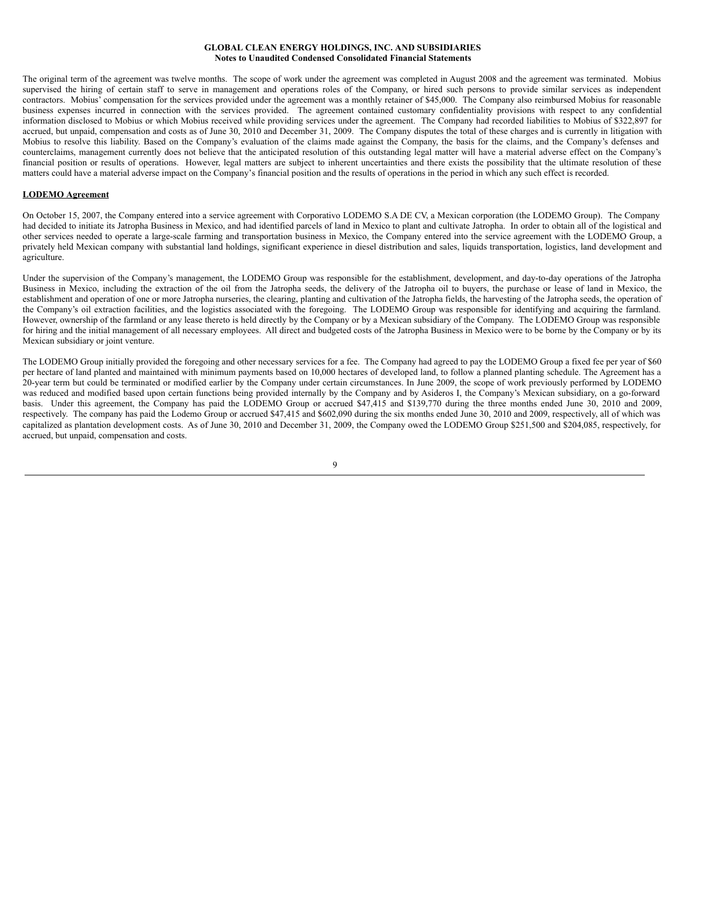The original term of the agreement was twelve months. The scope of work under the agreement was completed in August 2008 and the agreement was terminated. Mobius supervised the hiring of certain staff to serve in management and operations roles of the Company, or hired such persons to provide similar services as independent contractors. Mobius' compensation for the services provided under the agreement was a monthly retainer of $45,000. The Company also reimbursed Mobius for reasonable business expenses incurred in connection with the services provided. The agreement contained customary confidentiality provisions with respect to any confidential information disclosed to Mobius or which Mobius received while providing services under the agreement. The Company had recorded liabilities to Mobius of $322,897 for accrued, but unpaid, compensation and costs as of June 30, 2010 and December 31, 2009. The Company disputes the total of these charges and is currently in litigation with Mobius to resolve this liability. Based on the Company's evaluation of the claims made against the Company, the basis for the claims, and the Company's defenses and counterclaims, management currently does not believe that the anticipated resolution of this outstanding legal matter will have a material adverse effect on the Company's financial position or results of operations. However, legal matters are subject to inherent uncertainties and there exists the possibility that the ultimate resolution of these matters could have a material adverse impact on the Company's financial position and the results of operations in the period in which any such effect is recorded.

**LODEMO Agreement**

On October 15, 2007, the Company entered into a service agreement with Corporativo LODEMO S.A DE CV, a Mexican corporation (the LODEMO Group). The Company had decided to initiate its Jatropha Business in Mexico, and had identified parcels of land in Mexico to plant and cultivate Jatropha. In order to obtain all of the logistical and other services needed to operate a large-scale farming and transportation business in Mexico, the Company entered into the service agreement with the LODEMO Group, a privately held Mexican company with substantial land holdings, significant experience in diesel distribution and sales, liquids transportation, logistics, land development and agriculture.

Under the supervision of the Company's management, the LODEMO Group was responsible for the establishment, development, and day-to-day operations of the Jatropha Business in Mexico, including the extraction of the oil from the Jatropha seeds, the delivery of the Jatropha oil to buyers, the purchase or lease of land in Mexico, the establishment and operation of one or more Jatropha nurseries, the clearing, planting and cultivation of the Jatropha fields, the harvesting of the Jatropha seeds, the operation of the Company's oil extraction facilities, and the logistics associated with the foregoing. The LODEMO Group was responsible for identifying and acquiring the farmland. However, ownership of the farmland or any lease thereto is held directly by the Company or by a Mexican subsidiary of the Company. The LODEMO Group was responsible for hiring and the initial management of all necessary employees. All direct and budgeted costs of the Jatropha Business in Mexico were to be borne by the Company or by its Mexican subsidiary or joint venture.

The LODEMO Group initially provided the foregoing and other necessary services for a fee. The Company had agreed to pay the LODEMO Group a fixed fee per year of $60 per hectare of land planted and maintained with minimum payments based on 10,000 hectares of developed land, to follow a planned planting schedule. The Agreement has a 20-year term but could be terminated or modified earlier by the Company under certain circumstances. In June 2009, the scope of work previously performed by LODEMO was reduced and modified based upon certain functions being provided internally by the Company and by Asideros I, the Company's Mexican subsidiary, on a go-forward basis. Under this agreement, the Company has paid the LODEMO Group or accrued $47,415 and $139,770 during the three months ended June 30, 2010 and 2009, respectively. The company has paid the Lodemo Group or accrued $47,415 and $602,090 during the six months ended June 30, 2010 and 2009, respectively, all of which was capitalized as plantation development costs. As of June 30, 2010 and December 31, 2009, the Company owed the LODEMO Group $251,500 and $204,085, respectively, for accrued, but unpaid, compensation and costs.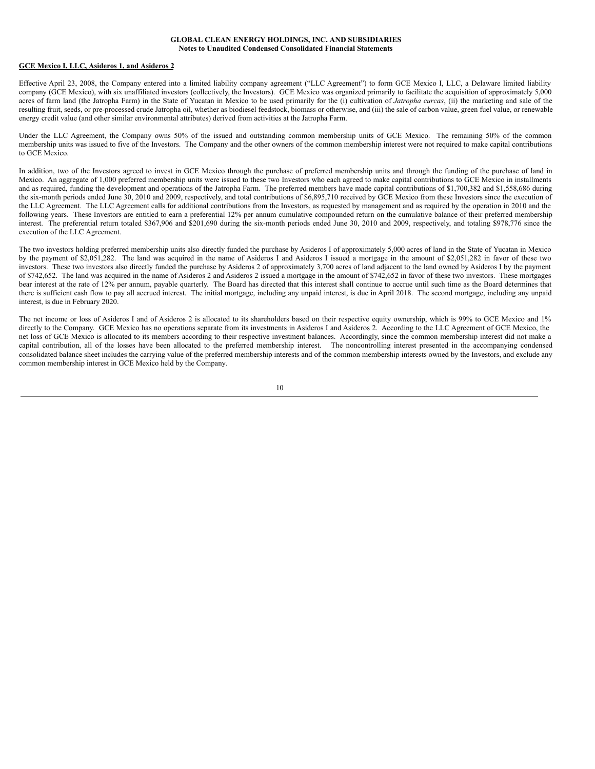#### GCE Mexico I, LLC, Asideros 1, and Asideros 2

Effective April 23, 2008, the Company entered into a limited liability company agreement ("LLC Agreement") to form GCE Mexico I, LLC, a Delaware limited liability company (GCE Mexico), with six unaffiliated investors (collectively, the Investors). GCE Mexico was organized primarily to facilitate the acquisition of approximately 5,000 acres of farm land (the Jatropha Farm) in the State of Yucatan in Mexico to be used primarily for the (i) cultivation of *Jatropha curcas*, (ii) the marketing and sale of the resulting fruit, seeds, or pre-processed crude Jatropha oil, whether as biodiesel feedstock, biomass or otherwise, and (iii) the sale of carbon value, green fuel value, or renewable energy credit value (and other similar environmental attributes) derived from activities at the Jatropha Farm.

Under the LLC Agreement, the Company owns 50% of the issued and outstanding common membership units of GCE Mexico. The remaining 50% of the common membership units was issued to five of the Investors. The Company and the other owners of the common membership interest were not required to make capital contributions to GCE Mexico.

In addition, two of the Investors agreed to invest in GCE Mexico through the purchase of preferred membership units and through the funding of the purchase of land in Mexico. An aggregate of 1,000 preferred membership units were issued to these two Investors who each agreed to make capital contributions to GCE Mexico in installments and as required, funding the development and operations of the Jatropha Farm. The preferred members have made capital contributions of $1,700,382 and $1,558,686 during the six-month periods ended June 30, 2010 and 2009, respectively, and total contributions of $6,895,710 received by GCE Mexico from these Investors since the execution of the LLC Agreement. The LLC Agreement calls for additional contributions from the Investors, as requested by management and as required by the operation in 2010 and the following years. These Investors are entitled to earn a preferential 12% per annum cumulative compounded return on the cumulative balance of their preferred membership interest. The preferential return totaled $367,906 and $201,690 during the six-month periods ended June 30, 2010 and 2009, respectively, and totaling $978,776 since the execution of the LLC Agreement.

The two investors holding preferred membership units also directly funded the purchase by Asideros I of approximately 5,000 acres of land in the State of Yucatan in Mexico by the payment of $2,051,282. The land was acquired in the name of Asideros I and Asideros I issued a mortgage in the amount of $2,051,282 in favor of these two investors. These two investors also directly funded the purchase by Asideros 2 of approximately 3,700 acres of land adjacent to the land owned by Asideros I by the payment of $742,652. The land was acquired in the name of Asideros 2 and Asideros 2 issued a mortgage in the amount of $742,652 in favor of these two investors. These mortgages bear interest at the rate of 12% per annum, payable quarterly. The Board has directed that this interest shall continue to accrue until such time as the Board determines that there is sufficient cash flow to pay all accrued interest. The initial mortgage, including any unpaid interest, is due in April 2018. The second mortgage, including any unpaid interest, is due in February 2020.

The net income or loss of Asideros I and of Asideros 2 is allocated to its shareholders based on their respective equity ownership, which is 99% to GCE Mexico and 1% directly to the Company. GCE Mexico has no operations separate from its investments in Asideros I and Asideros 2. According to the LLC Agreement of GCE Mexico, the net loss of GCE Mexico is allocated to its members according to their respective investment balances. Accordingly, since the common membership interest did not make a capital contribution, all of the losses have been allocated to the preferred membership interest. The noncontrolling interest presented in the accompanying condensed consolidated balance sheet includes the carrying value of the preferred membership interests and of the common membership interests owned by the Investors, and exclude any common membership interest in GCE Mexico held by the Company.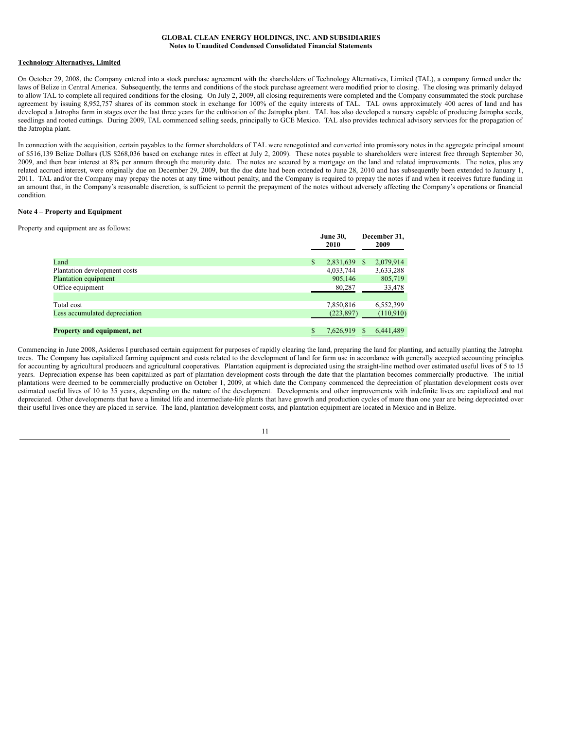**Technology Alternatives, Limited**

On October 29, 2008, the Company entered into a stock purchase agreement with the shareholders of Technology Alternatives, Limited (TAL), a company formed under the laws of Belize in Central America. Subsequently, the terms and conditions of the stock purchase agreement were modified prior to closing. The closing was primarily delayed to allow TAL to complete all required conditions for the closing. On July 2, 2009, all closing requirements were completed and the Company consummated the stock purchase agreement by issuing 8,952,757 shares of its common stock in exchange for 100% of the equity interests of TAL. TAL owns approximately 400 acres of land and has developed a Jatropha farm in stages over the last three years for the cultivation of the Jatropha plant. TAL has also developed a nursery capable of producing Jatropha seeds, seedlings and rooted cuttings. During 2009, TAL commenced selling seeds, principally to GCE Mexico. TAL also provides technical advisory services for the propagation of the Jatropha plant.

In connection with the acquisition, certain payables to the former shareholders of TAL were renegotiated and converted into promissory notes in the aggregate principal amount of $516,139 Belize Dollars (US $268,036 based on exchange rates in effect at July 2, 2009). These notes payable to shareholders were interest free through September 30, 2009, and then bear interest at 8% per annum through the maturity date. The notes are secured by a mortgage on the land and related improvements. The notes, plus any related accrued interest, were originally due on December 29, 2009, but the due date had been extended to June 28, 2010 and has subsequently been extended to January 1, 2011. TAL and/or the Company may prepay the notes at any time without penalty, and the Company is required to prepay the notes if and when it receives future funding in an amount that, in the Company's reasonable discretion, is sufficient to permit the prepayment of the notes without adversely affecting the Company's operations or financial condition.

**Note 4 – Property and Equipment**

Property and equipment are as follows:

| | June 30, 2010 | December 31, 2009 |
|---|---|---|
| Land | $ 2,831,639 | $ 2,079,914 |
| Plantation development costs | 4,033,744 | 3,633,288 |
| Plantation equipment | 905,146 | 805,719 |
| Office equipment | 80,287 | 33,478 |
| Total cost | 7,850,816 | 6,552,399 |
| Less accumulated depreciation | (223,897) | (110,910) |
| **Property and equipment, net** | $ 7,626,919 | $ 6,441,489 |

Commencing in June 2008, Asideros I purchased certain equipment for purposes of rapidly clearing the land, preparing the land for planting, and actually planting the Jatropha trees. The Company has capitalized farming equipment and costs related to the development of land for farm use in accordance with generally accepted accounting principles for accounting by agricultural producers and agricultural cooperatives. Plantation equipment is depreciated using the straight-line method over estimated useful lives of 5 to 15 years. Depreciation expense has been capitalized as part of plantation development costs through the date that the plantation becomes commercially productive. The initial plantations were deemed to be commercially productive on October 1, 2009, at which date the Company commenced the depreciation of plantation development costs over estimated useful lives of 10 to 35 years, depending on the nature of the development. Developments and other improvements with indefinite lives are capitalized and not depreciated. Other developments that have a limited life and intermediate-life plants that have growth and production cycles of more than one year are being depreciated over their useful lives once they are placed in service. The land, plantation development costs, and plantation equipment are located in Mexico and in Belize.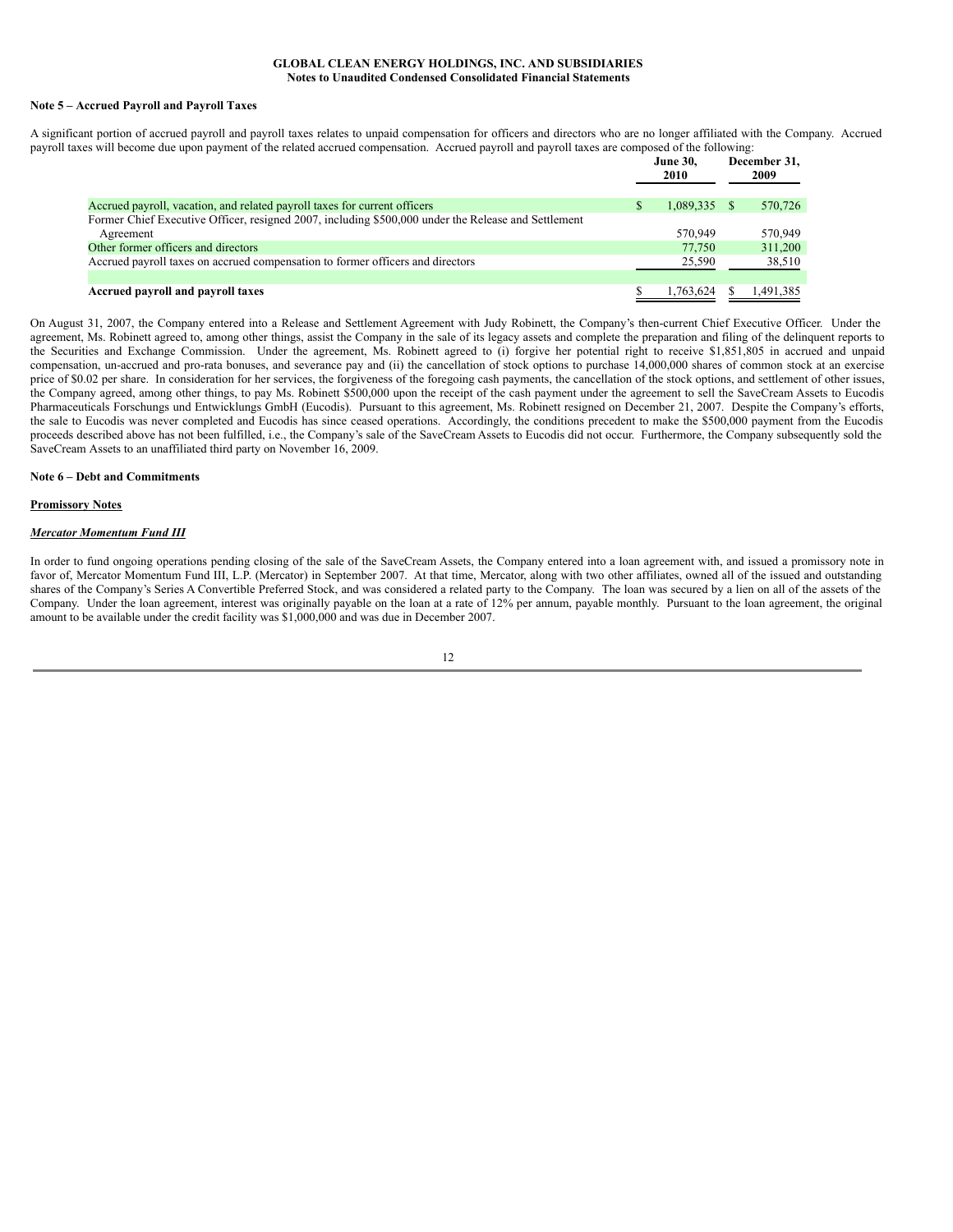GLOBAL CLEAN ENERGY HOLDINGS, INC. AND SUBSIDIARIES
Notes to Unaudited Condensed Consolidated Financial Statements

**Note 5 – Accrued Payroll and Payroll Taxes**

A significant portion of accrued payroll and payroll taxes relates to unpaid compensation for officers and directors who are no longer affiliated with the Company. Accrued payroll taxes will become due upon payment of the related accrued compensation. Accrued payroll and payroll taxes are composed of the following:

| | June 30, 2010 | December 31, 2009 |
|---|---|---|
| Accrued payroll, vacation, and related payroll taxes for current officers | $ 1,089,335 | $ 570,726 |
| Former Chief Executive Officer, resigned 2007, including $500,000 under the Release and Settlement Agreement | 570,949 | 570,949 |
| Other former officers and directors | 77,750 | 311,200 |
| Accrued payroll taxes on accrued compensation to former officers and directors | 25,590 | 38,510 |
| **Accrued payroll and payroll taxes** | $ 1,763,624 | $ 1,491,385 |

On August 31, 2007, the Company entered into a Release and Settlement Agreement with Judy Robinett, the Company's then-current Chief Executive Officer. Under the agreement, Ms. Robinett agreed to, among other things, assist the Company in the sale of its legacy assets and complete the preparation and filing of the delinquent reports to the Securities and Exchange Commission. Under the agreement, Ms. Robinett agreed to (i) forgive her potential right to receive $1,851,805 in accrued and unpaid compensation, un-accrued and pro-rata bonuses, and severance pay and (ii) the cancellation of stock options to purchase 14,000,000 shares of common stock at an exercise price of $0.02 per share. In consideration for her services, the forgiveness of the foregoing cash payments, the cancellation of the stock options, and settlement of other issues, the Company agreed, among other things, to pay Ms. Robinett $500,000 upon the receipt of the cash payment under the agreement to sell the SaveCream Assets to Eucodis Pharmaceuticals Forschungs und Entwicklungs GmbH (Eucodis). Pursuant to this agreement, Ms. Robinett resigned on December 21, 2007. Despite the Company's efforts, the sale to Eucodis was never completed and Eucodis has since ceased operations. Accordingly, the conditions precedent to make the $500,000 payment from the Eucodis proceeds described above has not been fulfilled, i.e., the Company's sale of the SaveCream Assets to Eucodis did not occur. Furthermore, the Company subsequently sold the SaveCream Assets to an unaffiliated third party on November 16, 2009.

**Note 6 – Debt and Commitments**

**Promissory Notes**

***Mercator Momentum Fund III***

In order to fund ongoing operations pending closing of the sale of the SaveCream Assets, the Company entered into a loan agreement with, and issued a promissory note in favor of, Mercator Momentum Fund III, L.P. (Mercator) in September 2007. At that time, Mercator, along with two other affiliates, owned all of the issued and outstanding shares of the Company's Series A Convertible Preferred Stock, and was considered a related party to the Company. The loan was secured by a lien on all of the assets of the Company. Under the loan agreement, interest was originally payable on the loan at a rate of 12% per annum, payable monthly. Pursuant to the loan agreement, the original amount to be available under the credit facility was $1,000,000 and was due in December 2007.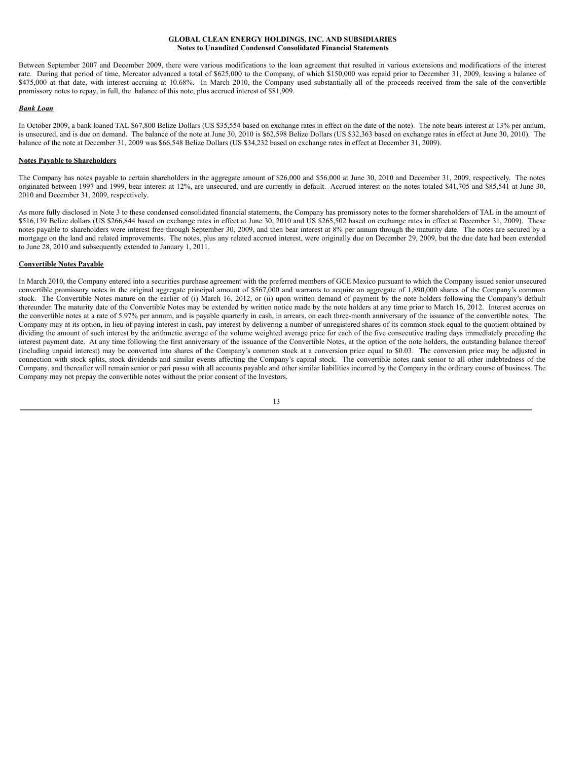Between September 2007 and December 2009, there were various modifications to the loan agreement that resulted in various extensions and modifications of the interest rate. During that period of time, Mercator advanced a total of $625,000 to the Company, of which $150,000 was repaid prior to December 31, 2009, leaving a balance of $475,000 at that date, with interest accruing at 10.68%. In March 2010, the Company used substantially all of the proceeds received from the sale of the convertible promissory notes to repay, in full, the balance of this note, plus accrued interest of $81,909.

***Bank Loan***

In October 2009, a bank loaned TAL $67,800 Belize Dollars (US $35,554 based on exchange rates in effect on the date of the note). The note bears interest at 13% per annum, is unsecured, and is due on demand. The balance of the note at June 30, 2010 is $62,598 Belize Dollars (US $32,363 based on exchange rates in effect at June 30, 2010). The balance of the note at December 31, 2009 was $66,548 Belize Dollars (US $34,232 based on exchange rates in effect at December 31, 2009).

**Notes Payable to Shareholders**

The Company has notes payable to certain shareholders in the aggregate amount of $26,000 and $56,000 at June 30, 2010 and December 31, 2009, respectively. The notes originated between 1997 and 1999, bear interest at 12%, are unsecured, and are currently in default. Accrued interest on the notes totaled $41,705 and $85,541 at June 30, 2010 and December 31, 2009, respectively.

As more fully disclosed in Note 3 to these condensed consolidated financial statements, the Company has promissory notes to the former shareholders of TAL in the amount of $516,139 Belize dollars (US $266,844 based on exchange rates in effect at June 30, 2010 and US $265,502 based on exchange rates in effect at December 31, 2009). These notes payable to shareholders were interest free through September 30, 2009, and then bear interest at 8% per annum through the maturity date. The notes are secured by a mortgage on the land and related improvements. The notes, plus any related accrued interest, were originally due on December 29, 2009, but the due date had been extended to June 28, 2010 and subsequently extended to January 1, 2011.

**Convertible Notes Payable**

In March 2010, the Company entered into a securities purchase agreement with the preferred members of GCE Mexico pursuant to which the Company issued senior unsecured convertible promissory notes in the original aggregate principal amount of $567,000 and warrants to acquire an aggregate of 1,890,000 shares of the Company's common stock. The Convertible Notes mature on the earlier of (i) March 16, 2012, or (ii) upon written demand of payment by the note holders following the Company's default thereunder. The maturity date of the Convertible Notes may be extended by written notice made by the note holders at any time prior to March 16, 2012. Interest accrues on the convertible notes at a rate of 5.97% per annum, and is payable quarterly in cash, in arrears, on each three-month anniversary of the issuance of the convertible notes. The Company may at its option, in lieu of paying interest in cash, pay interest by delivering a number of unregistered shares of its common stock equal to the quotient obtained by dividing the amount of such interest by the arithmetic average of the volume weighted average price for each of the five consecutive trading days immediately preceding the interest payment date. At any time following the first anniversary of the issuance of the Convertible Notes, at the option of the note holders, the outstanding balance thereof (including unpaid interest) may be converted into shares of the Company's common stock at a conversion price equal to $0.03. The conversion price may be adjusted in connection with stock splits, stock dividends and similar events affecting the Company's capital stock. The convertible notes rank senior to all other indebtedness of the Company, and thereafter will remain senior or pari passu with all accounts payable and other similar liabilities incurred by the Company in the ordinary course of business. The Company may not prepay the convertible notes without the prior consent of the Investors.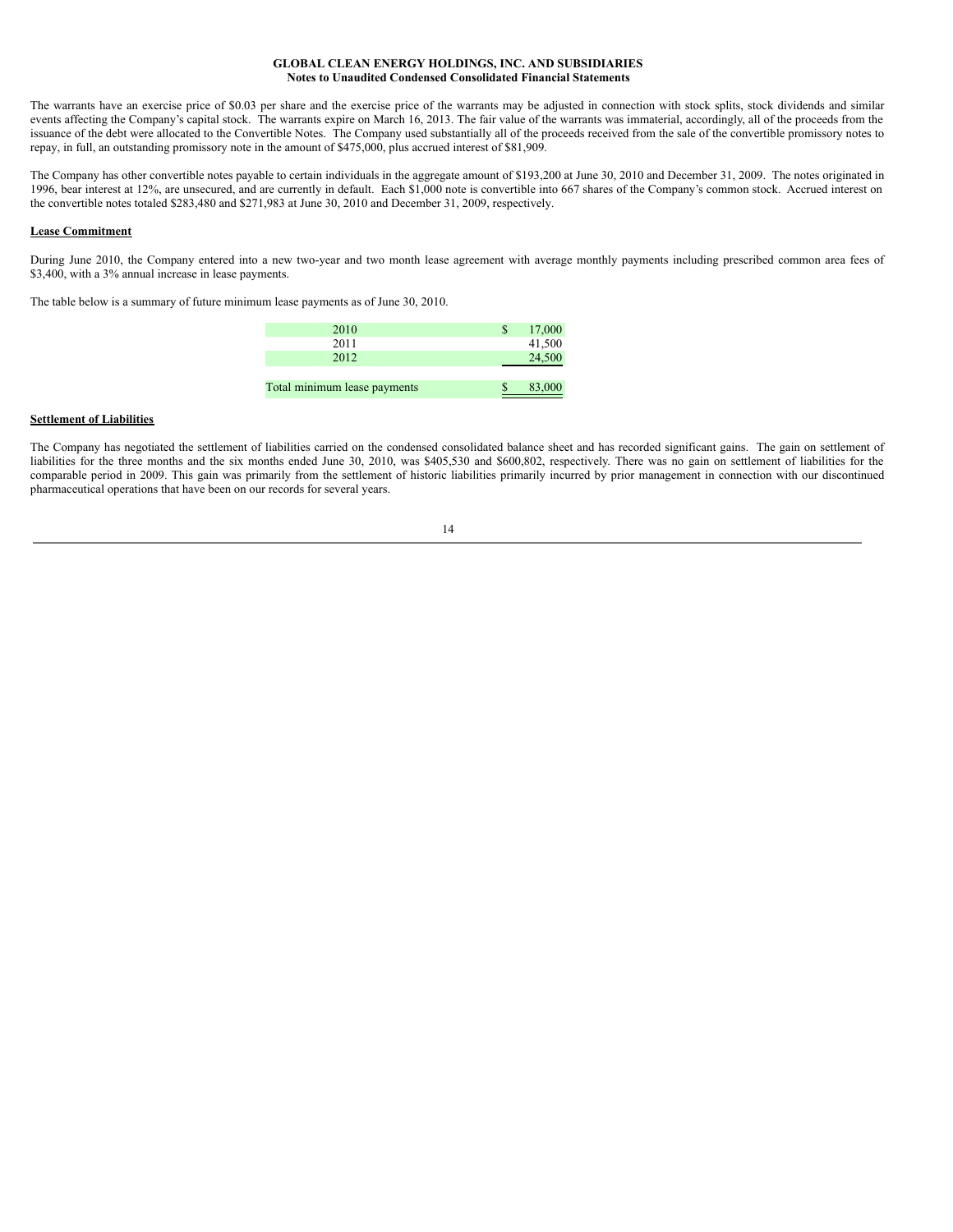The warrants have an exercise price of $0.03 per share and the exercise price of the warrants may be adjusted in connection with stock splits, stock dividends and similar events affecting the Company's capital stock. The warrants expire on March 16, 2013. The fair value of the warrants was immaterial, accordingly, all of the proceeds from the issuance of the debt were allocated to the Convertible Notes. The Company used substantially all of the proceeds received from the sale of the convertible promissory notes to repay, in full, an outstanding promissory note in the amount of $475,000, plus accrued interest of $81,909.

The Company has other convertible notes payable to certain individuals in the aggregate amount of $193,200 at June 30, 2010 and December 31, 2009. The notes originated in 1996, bear interest at 12%, are unsecured, and are currently in default. Each $1,000 note is convertible into 667 shares of the Company's common stock. Accrued interest on the convertible notes totaled $283,480 and $271,983 at June 30, 2010 and December 31, 2009, respectively.

**Lease Commitment**

During June 2010, the Company entered into a new two-year and two month lease agreement with average monthly payments including prescribed common area fees of $3,400, with a 3% annual increase in lease payments.

The table below is a summary of future minimum lease payments as of June 30, 2010.

| | |
|---|---|
| 2010 | $ 17,000 |
| 2011 | 41,500 |
| 2012 | 24,500 |
| Total minimum lease payments | $ 83,000 |

**Settlement of Liabilities**

The Company has negotiated the settlement of liabilities carried on the condensed consolidated balance sheet and has recorded significant gains. The gain on settlement of liabilities for the three months and the six months ended June 30, 2010, was $405,530 and $600,802, respectively. There was no gain on settlement of liabilities for the comparable period in 2009. This gain was primarily from the settlement of historic liabilities primarily incurred by prior management in connection with our discontinued pharmaceutical operations that have been on our records for several years.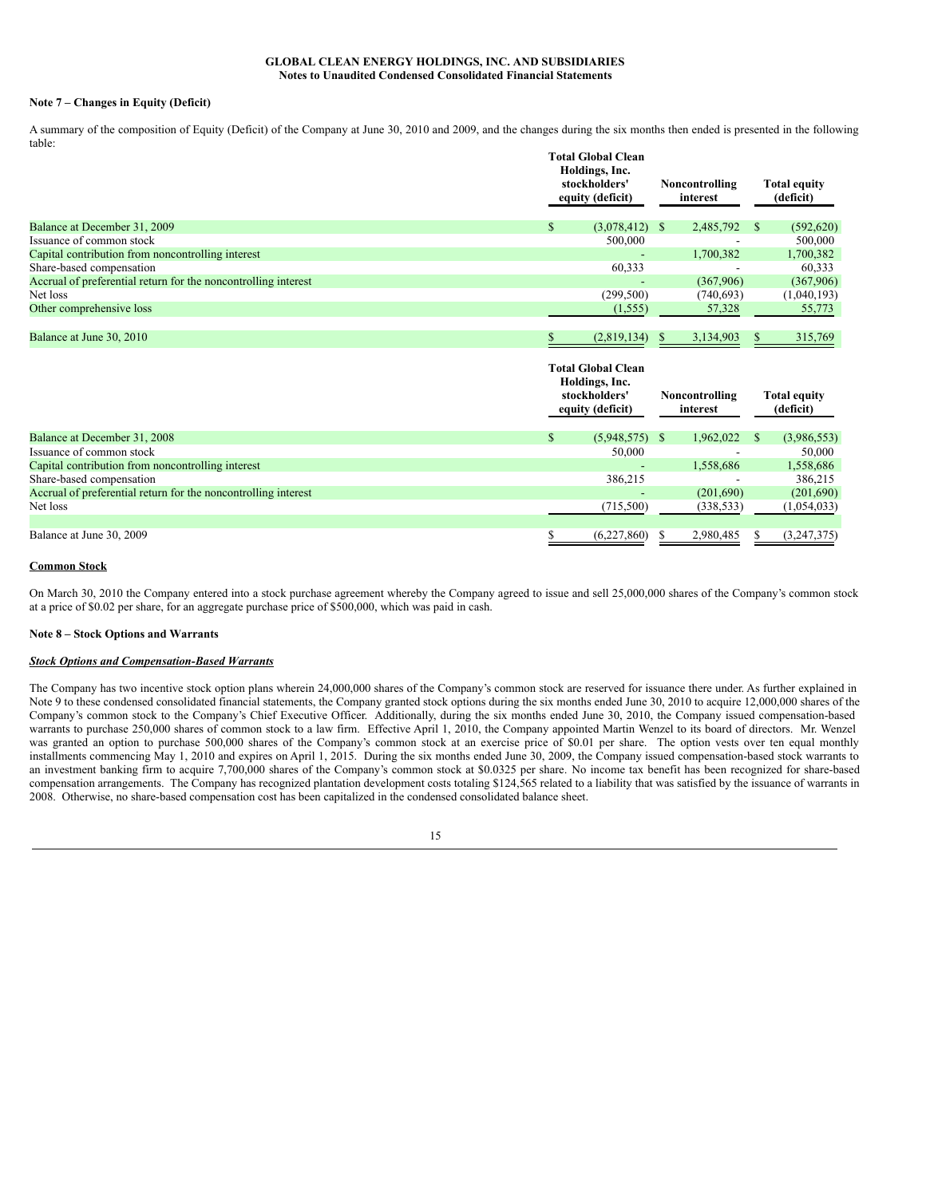GLOBAL CLEAN ENERGY HOLDINGS, INC. AND SUBSIDIARIES
Notes to Unaudited Condensed Consolidated Financial Statements

**Note 7 – Changes in Equity (Deficit)**

A summary of the composition of Equity (Deficit) of the Company at June 30, 2010 and 2009, and the changes during the six months then ended is presented in the following table:

| | Total Global Clean Holdings, Inc. stockholders' equity (deficit) | Noncontrolling interest | Total equity (deficit) |
|---|---|---|---|
| Balance at December 31, 2009 | $ (3,078,412) | $ 2,485,792 | $ (592,620) |
| Issuance of common stock | 500,000 | - | 500,000 |
| Capital contribution from noncontrolling interest | - | 1,700,382 | 1,700,382 |
| Share-based compensation | 60,333 | - | 60,333 |
| Accrual of preferential return for the noncontrolling interest | - | (367,906) | (367,906) |
| Net loss | (299,500) | (740,693) | (1,040,193) |
| Other comprehensive loss | (1,555) | 57,328 | 55,773 |
| Balance at June 30, 2010 | $ (2,819,134) | $ 3,134,903 | $ 315,769 |

| | Total Global Clean Holdings, Inc. stockholders' equity (deficit) | Noncontrolling interest | Total equity (deficit) |
|---|---|---|---|
| Balance at December 31, 2008 | $ (5,948,575) | $ 1,962,022 | $ (3,986,553) |
| Issuance of common stock | 50,000 | - | 50,000 |
| Capital contribution from noncontrolling interest | - | 1,558,686 | 1,558,686 |
| Share-based compensation | 386,215 | - | 386,215 |
| Accrual of preferential return for the noncontrolling interest | - | (201,690) | (201,690) |
| Net loss | (715,500) | (338,533) | (1,054,033) |
| Balance at June 30, 2009 | $ (6,227,860) | $ 2,980,485 | $ (3,247,375) |

**Common Stock**

On March 30, 2010 the Company entered into a stock purchase agreement whereby the Company agreed to issue and sell 25,000,000 shares of the Company's common stock at a price of $0.02 per share, for an aggregate purchase price of $500,000, which was paid in cash.

**Note 8 – Stock Options and Warrants**

***Stock Options and Compensation-Based Warrants***

The Company has two incentive stock option plans wherein 24,000,000 shares of the Company's common stock are reserved for issuance there under. As further explained in Note 9 to these condensed consolidated financial statements, the Company granted stock options during the six months ended June 30, 2010 to acquire 12,000,000 shares of the Company's common stock to the Company's Chief Executive Officer. Additionally, during the six months ended June 30, 2010, the Company issued compensation-based warrants to purchase 250,000 shares of common stock to a law firm. Effective April 1, 2010, the Company appointed Martin Wenzel to its board of directors. Mr. Wenzel was granted an option to purchase 500,000 shares of the Company's common stock at an exercise price of $0.01 per share. The option vests over ten equal monthly installments commencing May 1, 2010 and expires on April 1, 2015. During the six months ended June 30, 2009, the Company issued compensation-based stock warrants to an investment banking firm to acquire 7,700,000 shares of the Company's common stock at $0.0325 per share. No income tax benefit has been recognized for share-based compensation arrangements. The Company has recognized plantation development costs totaling $124,565 related to a liability that was satisfied by the issuance of warrants in 2008. Otherwise, no share-based compensation cost has been capitalized in the condensed consolidated balance sheet.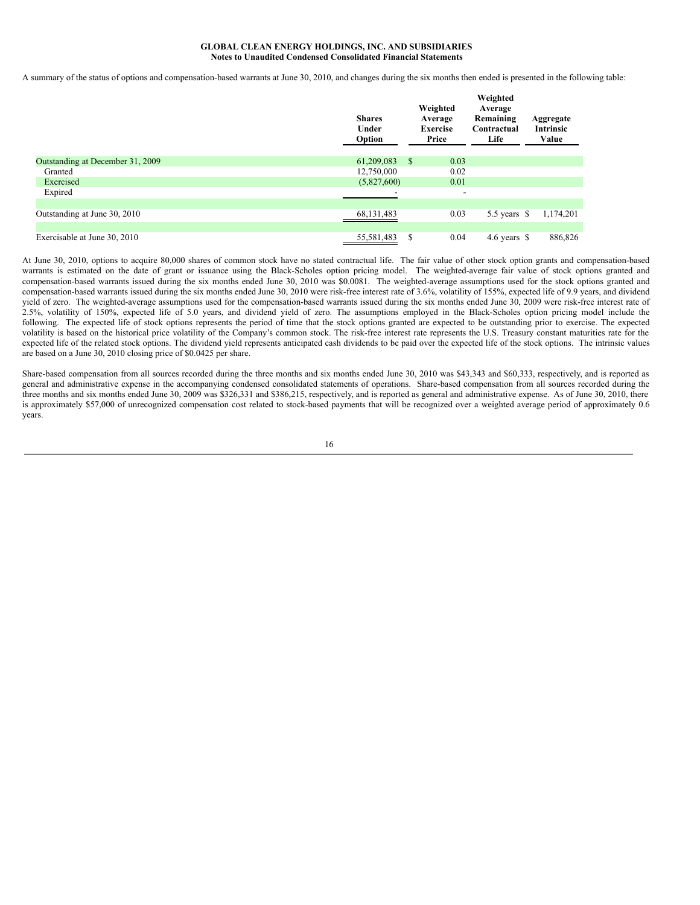**GLOBAL CLEAN ENERGY HOLDINGS, INC. AND SUBSIDIARIES**
**Notes to Unaudited Condensed Consolidated Financial Statements**

A summary of the status of options and compensation-based warrants at June 30, 2010, and changes during the six months then ended is presented in the following table:

| | Shares Under Option | Weighted Average Exercise Price | Weighted Average Remaining Contractual Life | Aggregate Intrinsic Value |
|---|---|---|---|---|
| Outstanding at December 31, 2009 | 61,209,083 | $ 0.03 | | |
| Granted | 12,750,000 | 0.02 | | |
| Exercised | (5,827,600) | 0.01 | | |
| Expired | - | - | | |
| Outstanding at June 30, 2010 | 68,131,483 | 0.03 | 5.5 years | $ 1,174,201 |
| Exercisable at June 30, 2010 | 55,581,483 | $ 0.04 | 4.6 years | $ 886,826 |

At June 30, 2010, options to acquire 80,000 shares of common stock have no stated contractual life. The fair value of other stock option grants and compensation-based warrants is estimated on the date of grant or issuance using the Black-Scholes option pricing model. The weighted-average fair value of stock options granted and compensation-based warrants issued during the six months ended June 30, 2010 was $0.0081. The weighted-average assumptions used for the stock options granted and compensation-based warrants issued during the six months ended June 30, 2010 were risk-free interest rate of 3.6%, volatility of 155%, expected life of 9.9 years, and dividend yield of zero. The weighted-average assumptions used for the compensation-based warrants issued during the six months ended June 30, 2009 were risk-free interest rate of 2.5%, volatility of 150%, expected life of 5.0 years, and dividend yield of zero. The assumptions employed in the Black-Scholes option pricing model include the following. The expected life of stock options represents the period of time that the stock options granted are expected to be outstanding prior to exercise. The expected volatility is based on the historical price volatility of the Company's common stock. The risk-free interest rate represents the U.S. Treasury constant maturities rate for the expected life of the related stock options. The dividend yield represents anticipated cash dividends to be paid over the expected life of the stock options. The intrinsic values are based on a June 30, 2010 closing price of $0.0425 per share.

Share-based compensation from all sources recorded during the three months and six months ended June 30, 2010 was $43,343 and $60,333, respectively, and is reported as general and administrative expense in the accompanying condensed consolidated statements of operations. Share-based compensation from all sources recorded during the three months and six months ended June 30, 2009 was $326,331 and $386,215, respectively, and is reported as general and administrative expense. As of June 30, 2010, there is approximately $57,000 of unrecognized compensation cost related to stock-based payments that will be recognized over a weighted average period of approximately 0.6 years.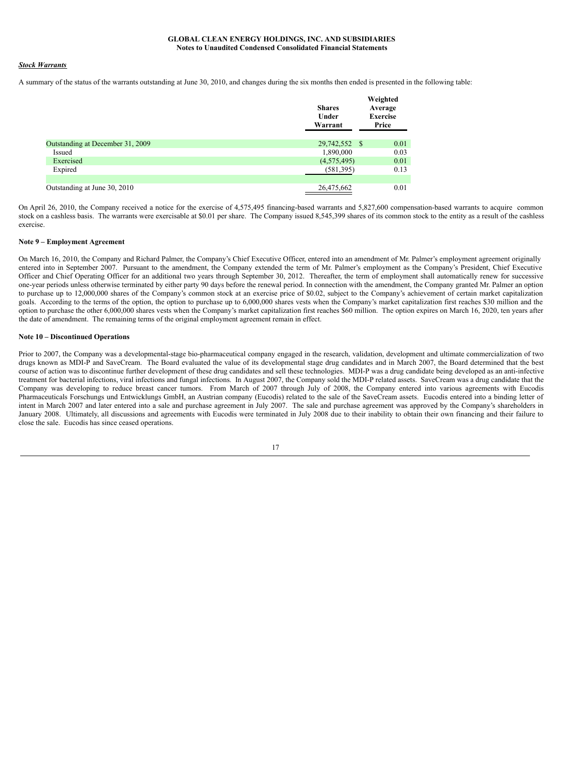***Stock Warrants***

A summary of the status of the warrants outstanding at June 30, 2010, and changes during the six months then ended is presented in the following table:

| | Shares Under Warrant | Weighted Average Exercise Price |
|---|---|---|
| Outstanding at December 31, 2009 | 29,742,552 | $ 0.01 |
| Issued | 1,890,000 | 0.03 |
| Exercised | (4,575,495) | 0.01 |
| Expired | (581,395) | 0.13 |
| Outstanding at June 30, 2010 | 26,475,662 | 0.01 |

On April 26, 2010, the Company received a notice for the exercise of 4,575,495 financing-based warrants and 5,827,600 compensation-based warrants to acquire common stock on a cashless basis. The warrants were exercisable at $0.01 per share. The Company issued 8,545,399 shares of its common stock to the entity as a result of the cashless exercise.

**Note 9 – Employment Agreement**

On March 16, 2010, the Company and Richard Palmer, the Company's Chief Executive Officer, entered into an amendment of Mr. Palmer's employment agreement originally entered into in September 2007. Pursuant to the amendment, the Company extended the term of Mr. Palmer's employment as the Company's President, Chief Executive Officer and Chief Operating Officer for an additional two years through September 30, 2012. Thereafter, the term of employment shall automatically renew for successive one-year periods unless otherwise terminated by either party 90 days before the renewal period. In connection with the amendment, the Company granted Mr. Palmer an option to purchase up to 12,000,000 shares of the Company's common stock at an exercise price of $0.02, subject to the Company's achievement of certain market capitalization goals. According to the terms of the option, the option to purchase up to 6,000,000 shares vests when the Company's market capitalization first reaches $30 million and the option to purchase the other 6,000,000 shares vests when the Company's market capitalization first reaches $60 million. The option expires on March 16, 2020, ten years after the date of amendment. The remaining terms of the original employment agreement remain in effect.

**Note 10 – Discontinued Operations**

Prior to 2007, the Company was a developmental-stage bio-pharmaceutical company engaged in the research, validation, development and ultimate commercialization of two drugs known as MDI-P and SaveCream. The Board evaluated the value of its developmental stage drug candidates and in March 2007, the Board determined that the best course of action was to discontinue further development of these drug candidates and sell these technologies. MDI-P was a drug candidate being developed as an anti-infective treatment for bacterial infections, viral infections and fungal infections. In August 2007, the Company sold the MDI-P related assets. SaveCream was a drug candidate that the Company was developing to reduce breast cancer tumors. From March of 2007 through July of 2008, the Company entered into various agreements with Eucodis Pharmaceuticals Forschungs und Entwicklungs GmbH, an Austrian company (Eucodis) related to the sale of the SaveCream assets. Eucodis entered into a binding letter of intent in March 2007 and later entered into a sale and purchase agreement in July 2007. The sale and purchase agreement was approved by the Company's shareholders in January 2008. Ultimately, all discussions and agreements with Eucodis were terminated in July 2008 due to their inability to obtain their own financing and their failure to close the sale. Eucodis has since ceased operations.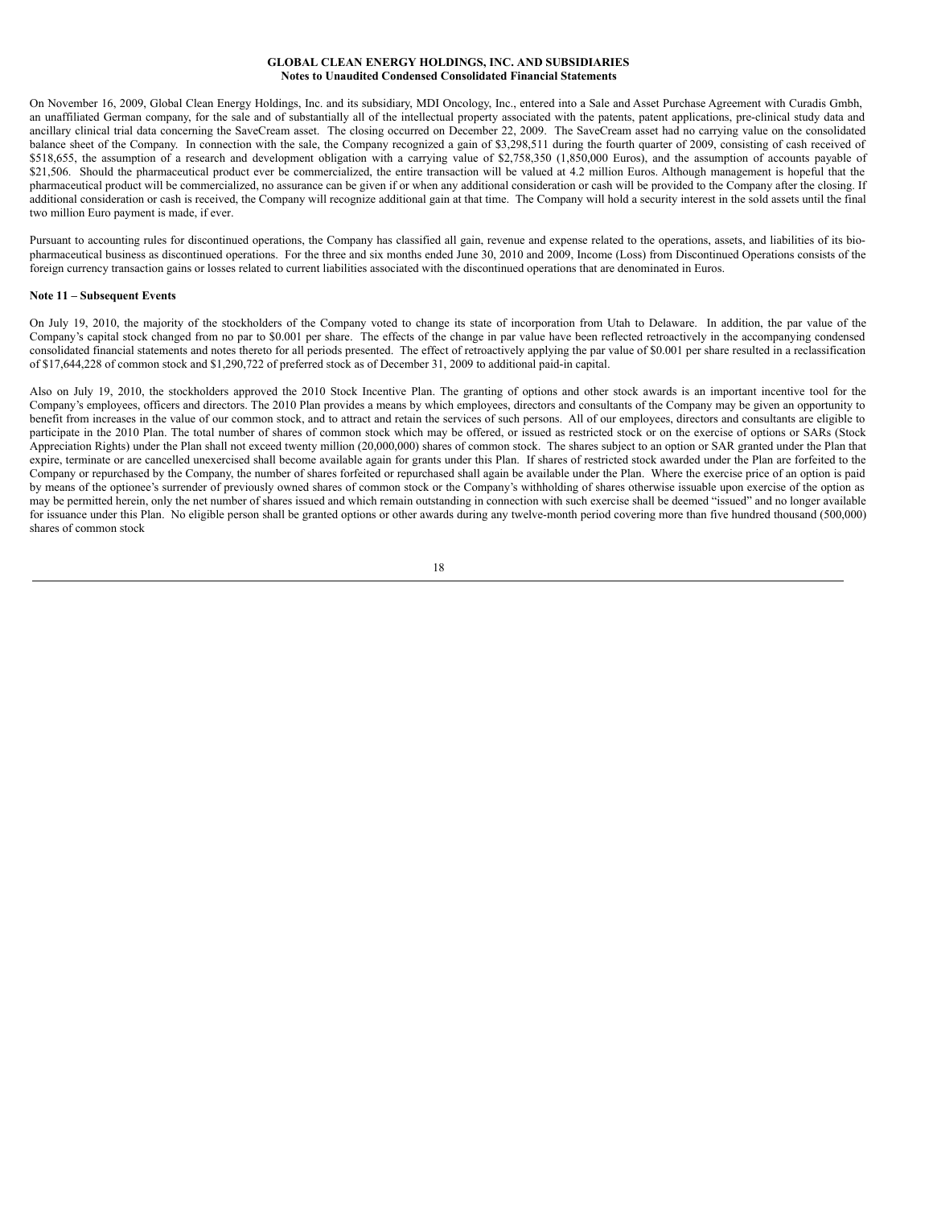On November 16, 2009, Global Clean Energy Holdings, Inc. and its subsidiary, MDI Oncology, Inc., entered into a Sale and Asset Purchase Agreement with Curadis Gmbh, an unaffiliated German company, for the sale and of substantially all of the intellectual property associated with the patents, patent applications, pre-clinical study data and ancillary clinical trial data concerning the SaveCream asset. The closing occurred on December 22, 2009. The SaveCream asset had no carrying value on the consolidated balance sheet of the Company. In connection with the sale, the Company recognized a gain of $3,298,511 during the fourth quarter of 2009, consisting of cash received of $518,655, the assumption of a research and development obligation with a carrying value of $2,758,350 (1,850,000 Euros), and the assumption of accounts payable of $21,506. Should the pharmaceutical product ever be commercialized, the entire transaction will be valued at 4.2 million Euros. Although management is hopeful that the pharmaceutical product will be commercialized, no assurance can be given if or when any additional consideration or cash will be provided to the Company after the closing. If additional consideration or cash is received, the Company will recognize additional gain at that time. The Company will hold a security interest in the sold assets until the final two million Euro payment is made, if ever.

Pursuant to accounting rules for discontinued operations, the Company has classified all gain, revenue and expense related to the operations, assets, and liabilities of its bio-pharmaceutical business as discontinued operations. For the three and six months ended June 30, 2010 and 2009, Income (Loss) from Discontinued Operations consists of the foreign currency transaction gains or losses related to current liabilities associated with the discontinued operations that are denominated in Euros.

**Note 11 – Subsequent Events**

On July 19, 2010, the majority of the stockholders of the Company voted to change its state of incorporation from Utah to Delaware. In addition, the par value of the Company's capital stock changed from no par to $0.001 per share. The effects of the change in par value have been reflected retroactively in the accompanying condensed consolidated financial statements and notes thereto for all periods presented. The effect of retroactively applying the par value of $0.001 per share resulted in a reclassification of $17,644,228 of common stock and $1,290,722 of preferred stock as of December 31, 2009 to additional paid-in capital.

Also on July 19, 2010, the stockholders approved the 2010 Stock Incentive Plan. The granting of options and other stock awards is an important incentive tool for the Company's employees, officers and directors. The 2010 Plan provides a means by which employees, directors and consultants of the Company may be given an opportunity to benefit from increases in the value of our common stock, and to attract and retain the services of such persons. All of our employees, directors and consultants are eligible to participate in the 2010 Plan. The total number of shares of common stock which may be offered, or issued as restricted stock or on the exercise of options or SARs (Stock Appreciation Rights) under the Plan shall not exceed twenty million (20,000,000) shares of common stock. The shares subject to an option or SAR granted under the Plan that expire, terminate or are cancelled unexercised shall become available again for grants under this Plan. If shares of restricted stock awarded under the Plan are forfeited to the Company or repurchased by the Company, the number of shares forfeited or repurchased shall again be available under the Plan. Where the exercise price of an option is paid by means of the optionee's surrender of previously owned shares of common stock or the Company's withholding of shares otherwise issuable upon exercise of the option as may be permitted herein, only the net number of shares issued and which remain outstanding in connection with such exercise shall be deemed "issued" and no longer available for issuance under this Plan. No eligible person shall be granted options or other awards during any twelve-month period covering more than five hundred thousand (500,000) shares of common stock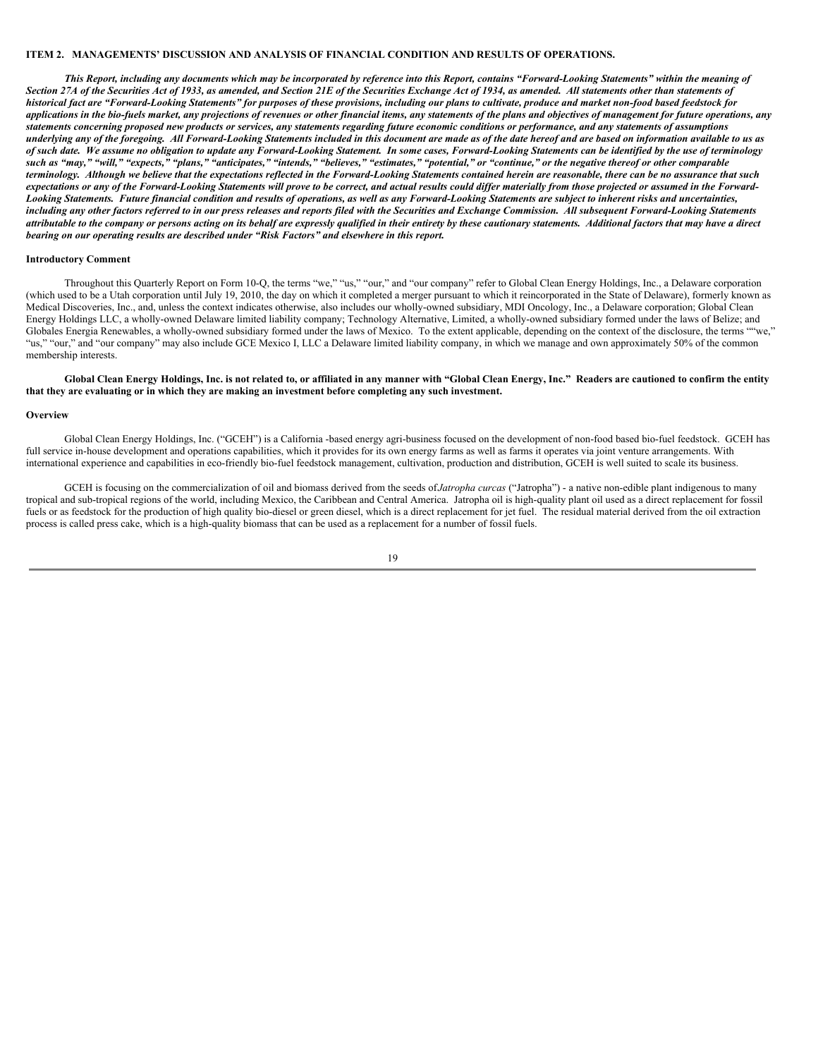## ITEM 2. MANAGEMENTS' DISCUSSION AND ANALYSIS OF FINANCIAL CONDITION AND RESULTS OF OPERATIONS.

*This Report, including any documents which may be incorporated by reference into this Report, contains "Forward-Looking Statements" within the meaning of Section 27A of the Securities Act of 1933, as amended, and Section 21E of the Securities Exchange Act of 1934, as amended. All statements other than statements of historical fact are "Forward-Looking Statements" for purposes of these provisions, including our plans to cultivate, produce and market non-food based feedstock for applications in the bio-fuels market, any projections of revenues or other financial items, any statements of the plans and objectives of management for future operations, any statements concerning proposed new products or services, any statements regarding future economic conditions or performance, and any statements of assumptions underlying any of the foregoing. All Forward-Looking Statements included in this document are made as of the date hereof and are based on information available to us as of such date. We assume no obligation to update any Forward-Looking Statement. In some cases, Forward-Looking Statements can be identified by the use of terminology such as "may," "will," "expects," "plans," "anticipates," "intends," "believes," "estimates," "potential," or "continue," or the negative thereof or other comparable terminology. Although we believe that the expectations reflected in the Forward-Looking Statements contained herein are reasonable, there can be no assurance that such expectations or any of the Forward-Looking Statements will prove to be correct, and actual results could differ materially from those projected or assumed in the Forward-Looking Statements. Future financial condition and results of operations, as well as any Forward-Looking Statements are subject to inherent risks and uncertainties, including any other factors referred to in our press releases and reports filed with the Securities and Exchange Commission. All subsequent Forward-Looking Statements attributable to the company or persons acting on its behalf are expressly qualified in their entirety by these cautionary statements. Additional factors that may have a direct bearing on our operating results are described under "Risk Factors" and elsewhere in this report.*

### Introductory Comment

Throughout this Quarterly Report on Form 10-Q, the terms "we," "us," "our," and "our company" refer to Global Clean Energy Holdings, Inc., a Delaware corporation (which used to be a Utah corporation until July 19, 2010, the day on which it completed a merger pursuant to which it reincorporated in the State of Delaware), formerly known as Medical Discoveries, Inc., and, unless the context indicates otherwise, also includes our wholly-owned subsidiary, MDI Oncology, Inc., a Delaware corporation; Global Clean Energy Holdings LLC, a wholly-owned Delaware limited liability company; Technology Alternative, Limited, a wholly-owned subsidiary formed under the laws of Belize; and Globales Energia Renewables, a wholly-owned subsidiary formed under the laws of Mexico. To the extent applicable, depending on the context of the disclosure, the terms ""we," "us," "our," and "our company" may also include GCE Mexico I, LLC a Delaware limited liability company, in which we manage and own approximately 50% of the common membership interests.

**Global Clean Energy Holdings, Inc. is not related to, or affiliated in any manner with "Global Clean Energy, Inc." Readers are cautioned to confirm the entity that they are evaluating or in which they are making an investment before completing any such investment.**

### Overview

Global Clean Energy Holdings, Inc. ("GCEH") is a California -based energy agri-business focused on the development of non-food based bio-fuel feedstock. GCEH has full service in-house development and operations capabilities, which it provides for its own energy farms as well as farms it operates via joint venture arrangements. With international experience and capabilities in eco-friendly bio-fuel feedstock management, cultivation, production and distribution, GCEH is well suited to scale its business.

GCEH is focusing on the commercialization of oil and biomass derived from the seeds of *Jatropha curcas* ("Jatropha") - a native non-edible plant indigenous to many tropical and sub-tropical regions of the world, including Mexico, the Caribbean and Central America. Jatropha oil is high-quality plant oil used as a direct replacement for fossil fuels or as feedstock for the production of high quality bio-diesel or green diesel, which is a direct replacement for jet fuel. The residual material derived from the oil extraction process is called press cake, which is a high-quality biomass that can be used as a replacement for a number of fossil fuels.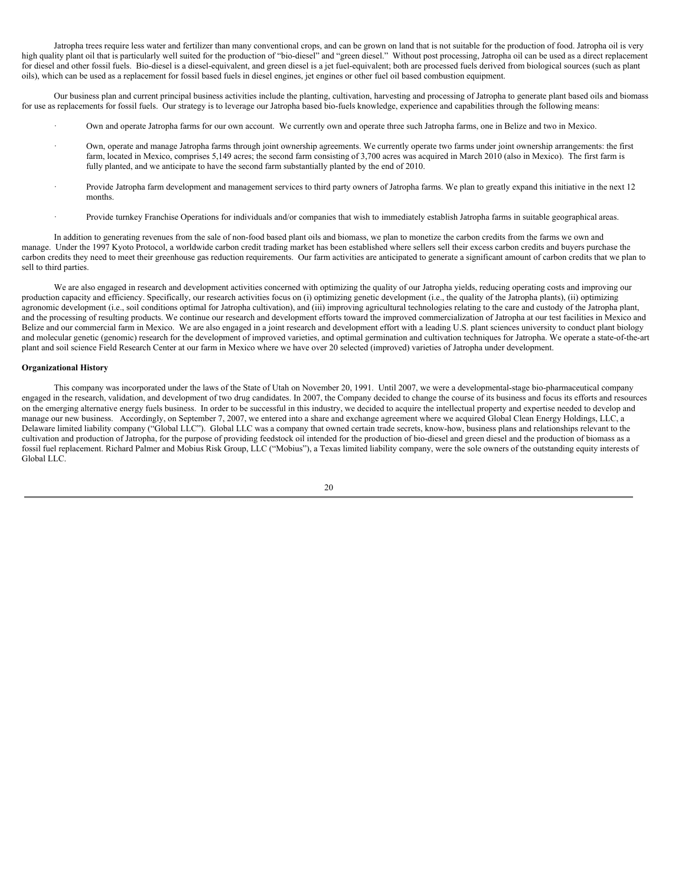Jatropha trees require less water and fertilizer than many conventional crops, and can be grown on land that is not suitable for the production of food. Jatropha oil is very high quality plant oil that is particularly well suited for the production of "bio-diesel" and "green diesel." Without post processing, Jatropha oil can be used as a direct replacement for diesel and other fossil fuels. Bio-diesel is a diesel-equivalent, and green diesel is a jet fuel-equivalent; both are processed fuels derived from biological sources (such as plant oils), which can be used as a replacement for fossil based fuels in diesel engines, jet engines or other fuel oil based combustion equipment.

Our business plan and current principal business activities include the planting, cultivation, harvesting and processing of Jatropha to generate plant based oils and biomass for use as replacements for fossil fuels. Our strategy is to leverage our Jatropha based bio-fuels knowledge, experience and capabilities through the following means:

- Own and operate Jatropha farms for our own account. We currently own and operate three such Jatropha farms, one in Belize and two in Mexico.
- Own, operate and manage Jatropha farms through joint ownership agreements. We currently operate two farms under joint ownership arrangements: the first farm, located in Mexico, comprises 5,149 acres; the second farm consisting of 3,700 acres was acquired in March 2010 (also in Mexico). The first farm is fully planted, and we anticipate to have the second farm substantially planted by the end of 2010.
- Provide Jatropha farm development and management services to third party owners of Jatropha farms. We plan to greatly expand this initiative in the next 12 months.
- Provide turnkey Franchise Operations for individuals and/or companies that wish to immediately establish Jatropha farms in suitable geographical areas.

In addition to generating revenues from the sale of non-food based plant oils and biomass, we plan to monetize the carbon credits from the farms we own and manage. Under the 1997 Kyoto Protocol, a worldwide carbon credit trading market has been established where sellers sell their excess carbon credits and buyers purchase the carbon credits they need to meet their greenhouse gas reduction requirements. Our farm activities are anticipated to generate a significant amount of carbon credits that we plan to sell to third parties.

We are also engaged in research and development activities concerned with optimizing the quality of our Jatropha yields, reducing operating costs and improving our production capacity and efficiency. Specifically, our research activities focus on (i) optimizing genetic development (i.e., the quality of the Jatropha plants), (ii) optimizing agronomic development (i.e., soil conditions optimal for Jatropha cultivation), and (iii) improving agricultural technologies relating to the care and custody of the Jatropha plant, and the processing of resulting products. We continue our research and development efforts toward the improved commercialization of Jatropha at our test facilities in Mexico and Belize and our commercial farm in Mexico. We are also engaged in a joint research and development effort with a leading U.S. plant sciences university to conduct plant biology and molecular genetic (genomic) research for the development of improved varieties, and optimal germination and cultivation techniques for Jatropha. We operate a state-of-the-art plant and soil science Field Research Center at our farm in Mexico where we have over 20 selected (improved) varieties of Jatropha under development.

**Organizational History**

This company was incorporated under the laws of the State of Utah on November 20, 1991. Until 2007, we were a developmental-stage bio-pharmaceutical company engaged in the research, validation, and development of two drug candidates. In 2007, the Company decided to change the course of its business and focus its efforts and resources on the emerging alternative energy fuels business. In order to be successful in this industry, we decided to acquire the intellectual property and expertise needed to develop and manage our new business. Accordingly, on September 7, 2007, we entered into a share and exchange agreement where we acquired Global Clean Energy Holdings, LLC, a Delaware limited liability company ("Global LLC"). Global LLC was a company that owned certain trade secrets, know-how, business plans and relationships relevant to the cultivation and production of Jatropha, for the purpose of providing feedstock oil intended for the production of bio-diesel and green diesel and the production of biomass as a fossil fuel replacement. Richard Palmer and Mobius Risk Group, LLC ("Mobius"), a Texas limited liability company, were the sole owners of the outstanding equity interests of Global LLC.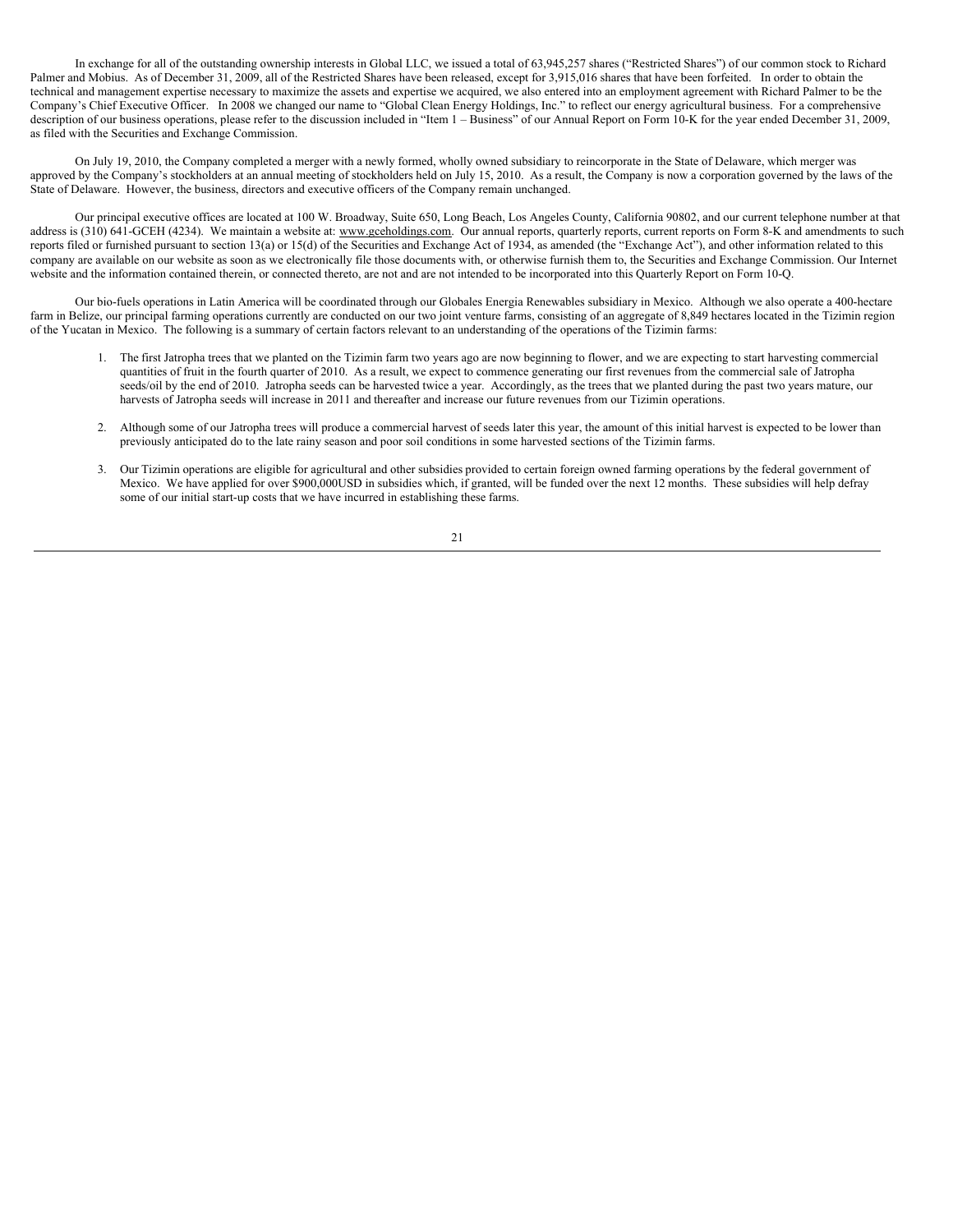In exchange for all of the outstanding ownership interests in Global LLC, we issued a total of 63,945,257 shares ("Restricted Shares") of our common stock to Richard Palmer and Mobius. As of December 31, 2009, all of the Restricted Shares have been released, except for 3,915,016 shares that have been forfeited. In order to obtain the technical and management expertise necessary to maximize the assets and expertise we acquired, we also entered into an employment agreement with Richard Palmer to be the Company's Chief Executive Officer. In 2008 we changed our name to "Global Clean Energy Holdings, Inc." to reflect our energy agricultural business. For a comprehensive description of our business operations, please refer to the discussion included in "Item 1 – Business" of our Annual Report on Form 10-K for the year ended December 31, 2009, as filed with the Securities and Exchange Commission.

On July 19, 2010, the Company completed a merger with a newly formed, wholly owned subsidiary to reincorporate in the State of Delaware, which merger was approved by the Company's stockholders at an annual meeting of stockholders held on July 15, 2010. As a result, the Company is now a corporation governed by the laws of the State of Delaware. However, the business, directors and executive officers of the Company remain unchanged.

Our principal executive offices are located at 100 W. Broadway, Suite 650, Long Beach, Los Angeles County, California 90802, and our current telephone number at that address is (310) 641-GCEH (4234). We maintain a website at: www.gceholdings.com. Our annual reports, quarterly reports, current reports on Form 8-K and amendments to such reports filed or furnished pursuant to section 13(a) or 15(d) of the Securities and Exchange Act of 1934, as amended (the "Exchange Act"), and other information related to this company are available on our website as soon as we electronically file those documents with, or otherwise furnish them to, the Securities and Exchange Commission. Our Internet website and the information contained therein, or connected thereto, are not and are not intended to be incorporated into this Quarterly Report on Form 10-Q.

Our bio-fuels operations in Latin America will be coordinated through our Globales Energia Renewables subsidiary in Mexico. Although we also operate a 400-hectare farm in Belize, our principal farming operations currently are conducted on our two joint venture farms, consisting of an aggregate of 8,849 hectares located in the Tizimin region of the Yucatan in Mexico. The following is a summary of certain factors relevant to an understanding of the operations of the Tizimin farms:

1. The first Jatropha trees that we planted on the Tizimin farm two years ago are now beginning to flower, and we are expecting to start harvesting commercial quantities of fruit in the fourth quarter of 2010. As a result, we expect to commence generating our first revenues from the commercial sale of Jatropha seeds/oil by the end of 2010. Jatropha seeds can be harvested twice a year. Accordingly, as the trees that we planted during the past two years mature, our harvests of Jatropha seeds will increase in 2011 and thereafter and increase our future revenues from our Tizimin operations.

2. Although some of our Jatropha trees will produce a commercial harvest of seeds later this year, the amount of this initial harvest is expected to be lower than previously anticipated do to the late rainy season and poor soil conditions in some harvested sections of the Tizimin farms.

3. Our Tizimin operations are eligible for agricultural and other subsidies provided to certain foreign owned farming operations by the federal government of Mexico. We have applied for over $900,000USD in subsidies which, if granted, will be funded over the next 12 months. These subsidies will help defray some of our initial start-up costs that we have incurred in establishing these farms.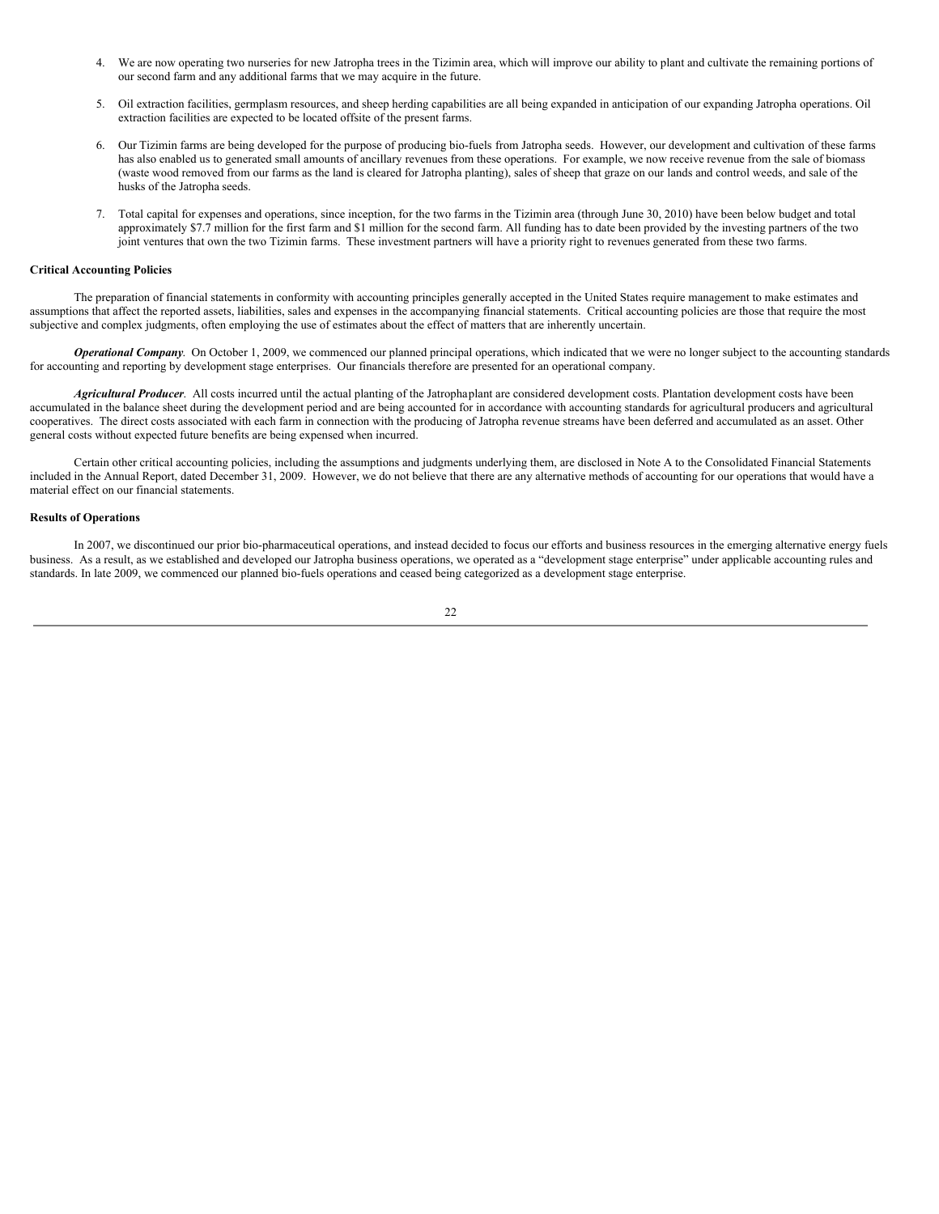4. We are now operating two nurseries for new Jatropha trees in the Tizimin area, which will improve our ability to plant and cultivate the remaining portions of our second farm and any additional farms that we may acquire in the future.

5. Oil extraction facilities, germplasm resources, and sheep herding capabilities are all being expanded in anticipation of our expanding Jatropha operations. Oil extraction facilities are expected to be located offsite of the present farms.

6. Our Tizimin farms are being developed for the purpose of producing bio-fuels from Jatropha seeds. However, our development and cultivation of these farms has also enabled us to generated small amounts of ancillary revenues from these operations. For example, we now receive revenue from the sale of biomass (waste wood removed from our farms as the land is cleared for Jatropha planting), sales of sheep that graze on our lands and control weeds, and sale of the husks of the Jatropha seeds.

7. Total capital for expenses and operations, since inception, for the two farms in the Tizimin area (through June 30, 2010) have been below budget and total approximately $7.7 million for the first farm and $1 million for the second farm. All funding has to date been provided by the investing partners of the two joint ventures that own the two Tizimin farms. These investment partners will have a priority right to revenues generated from these two farms.

**Critical Accounting Policies**

The preparation of financial statements in conformity with accounting principles generally accepted in the United States require management to make estimates and assumptions that affect the reported assets, liabilities, sales and expenses in the accompanying financial statements. Critical accounting policies are those that require the most subjective and complex judgments, often employing the use of estimates about the effect of matters that are inherently uncertain.

***Operational Company***. On October 1, 2009, we commenced our planned principal operations, which indicated that we were no longer subject to the accounting standards for accounting and reporting by development stage enterprises. Our financials therefore are presented for an operational company.

***Agricultural Producer***. All costs incurred until the actual planting of the Jatrophaplant are considered development costs. Plantation development costs have been accumulated in the balance sheet during the development period and are being accounted for in accordance with accounting standards for agricultural producers and agricultural cooperatives. The direct costs associated with each farm in connection with the producing of Jatropha revenue streams have been deferred and accumulated as an asset. Other general costs without expected future benefits are being expensed when incurred.

Certain other critical accounting policies, including the assumptions and judgments underlying them, are disclosed in Note A to the Consolidated Financial Statements included in the Annual Report, dated December 31, 2009. However, we do not believe that there are any alternative methods of accounting for our operations that would have a material effect on our financial statements.

**Results of Operations**

In 2007, we discontinued our prior bio-pharmaceutical operations, and instead decided to focus our efforts and business resources in the emerging alternative energy fuels business. As a result, as we established and developed our Jatropha business operations, we operated as a "development stage enterprise" under applicable accounting rules and standards. In late 2009, we commenced our planned bio-fuels operations and ceased being categorized as a development stage enterprise.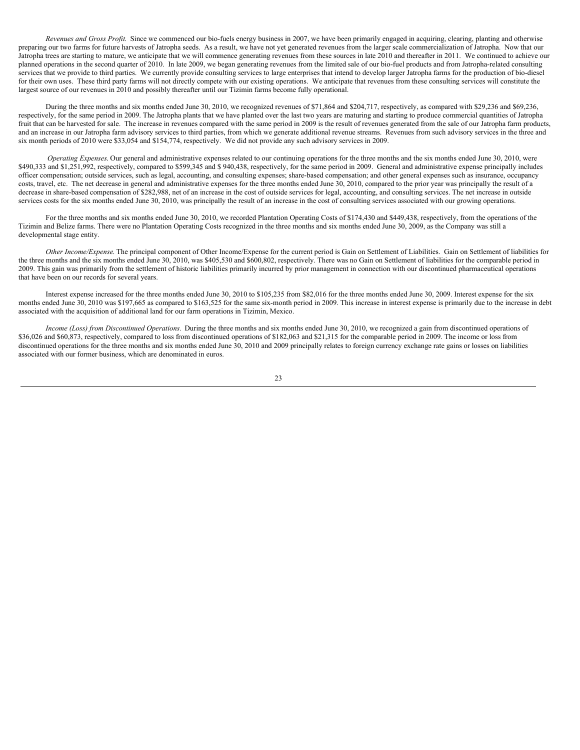*Revenues and Gross Profit.* Since we commenced our bio-fuels energy business in 2007, we have been primarily engaged in acquiring, clearing, planting and otherwise preparing our two farms for future harvests of Jatropha seeds. As a result, we have not yet generated revenues from the larger scale commercialization of Jatropha. Now that our Jatropha trees are starting to mature, we anticipate that we will commence generating revenues from these sources in late 2010 and thereafter in 2011. We continued to achieve our planned operations in the second quarter of 2010. In late 2009, we began generating revenues from the limited sale of our bio-fuel products and from Jatropha-related consulting services that we provide to third parties. We currently provide consulting services to large enterprises that intend to develop larger Jatropha farms for the production of bio-diesel for their own uses. These third party farms will not directly compete with our existing operations. We anticipate that revenues from these consulting services will constitute the largest source of our revenues in 2010 and possibly thereafter until our Tizimin farms become fully operational.

During the three months and six months ended June 30, 2010, we recognized revenues of $71,864 and $204,717, respectively, as compared with $29,236 and $69,236, respectively, for the same period in 2009. The Jatropha plants that we have planted over the last two years are maturing and starting to produce commercial quantities of Jatropha fruit that can be harvested for sale. The increase in revenues compared with the same period in 2009 is the result of revenues generated from the sale of our Jatropha farm products, and an increase in our Jatropha farm advisory services to third parties, from which we generate additional revenue streams. Revenues from such advisory services in the three and six month periods of 2010 were $33,054 and $154,774, respectively. We did not provide any such advisory services in 2009.

*Operating Expenses.* Our general and administrative expenses related to our continuing operations for the three months and the six months ended June 30, 2010, were $490,333 and $1,251,992, respectively, compared to $599,345 and $ 940,438, respectively, for the same period in 2009. General and administrative expense principally includes officer compensation; outside services, such as legal, accounting, and consulting expenses; share-based compensation; and other general expenses such as insurance, occupancy costs, travel, etc. The net decrease in general and administrative expenses for the three months ended June 30, 2010, compared to the prior year was principally the result of a decrease in share-based compensation of $282,988, net of an increase in the cost of outside services for legal, accounting, and consulting services. The net increase in outside services costs for the six months ended June 30, 2010, was principally the result of an increase in the cost of consulting services associated with our growing operations.

For the three months and six months ended June 30, 2010, we recorded Plantation Operating Costs of $174,430 and $449,438, respectively, from the operations of the Tizimin and Belize farms. There were no Plantation Operating Costs recognized in the three months and six months ended June 30, 2009, as the Company was still a developmental stage entity.

*Other Income/Expense.* The principal component of Other Income/Expense for the current period is Gain on Settlement of Liabilities. Gain on Settlement of liabilities for the three months and the six months ended June 30, 2010, was $405,530 and $600,802, respectively. There was no Gain on Settlement of liabilities for the comparable period in 2009. This gain was primarily from the settlement of historic liabilities primarily incurred by prior management in connection with our discontinued pharmaceutical operations that have been on our records for several years.

Interest expense increased for the three months ended June 30, 2010 to $105,235 from $82,016 for the three months ended June 30, 2009. Interest expense for the six months ended June 30, 2010 was $197,665 as compared to $163,525 for the same six-month period in 2009. This increase in interest expense is primarily due to the increase in debt associated with the acquisition of additional land for our farm operations in Tizimin, Mexico.

*Income (Loss) from Discontinued Operations.* During the three months and six months ended June 30, 2010, we recognized a gain from discontinued operations of $36,026 and $60,873, respectively, compared to loss from discontinued operations of $182,063 and $21,315 for the comparable period in 2009. The income or loss from discontinued operations for the three months and six months ended June 30, 2010 and 2009 principally relates to foreign currency exchange rate gains or losses on liabilities associated with our former business, which are denominated in euros.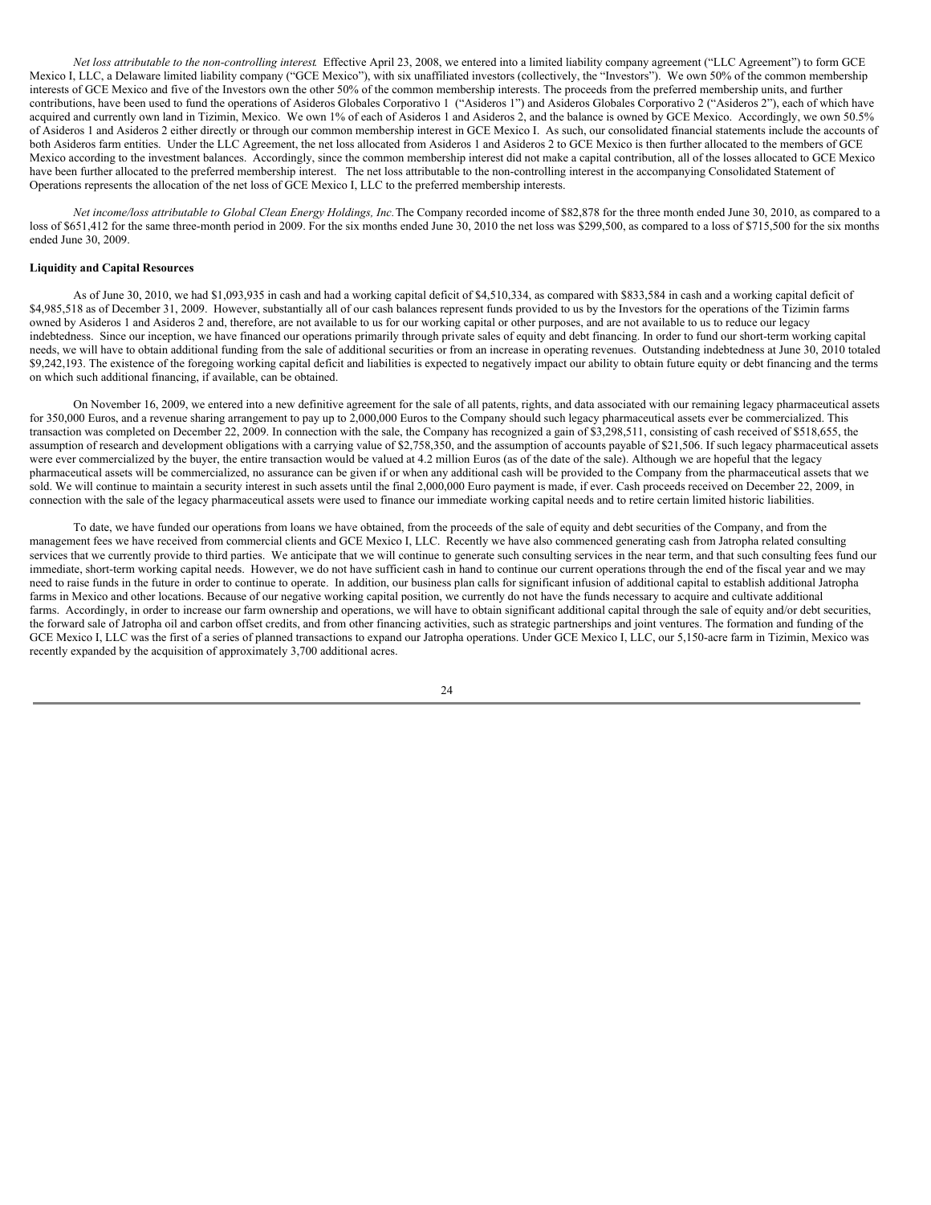*Net loss attributable to the non-controlling interest.* Effective April 23, 2008, we entered into a limited liability company agreement ("LLC Agreement") to form GCE Mexico I, LLC, a Delaware limited liability company ("GCE Mexico"), with six unaffiliated investors (collectively, the "Investors"). We own 50% of the common membership interests of GCE Mexico and five of the Investors own the other 50% of the common membership interests. The proceeds from the preferred membership units, and further contributions, have been used to fund the operations of Asideros Globales Corporativo 1 ("Asideros 1") and Asideros Globales Corporativo 2 ("Asideros 2"), each of which have acquired and currently own land in Tizimin, Mexico. We own 1% of each of Asideros 1 and Asideros 2, and the balance is owned by GCE Mexico. Accordingly, we own 50.5% of Asideros 1 and Asideros 2 either directly or through our common membership interest in GCE Mexico I. As such, our consolidated financial statements include the accounts of both Asideros farm entities. Under the LLC Agreement, the net loss allocated from Asideros 1 and Asideros 2 to GCE Mexico is then further allocated to the members of GCE Mexico according to the investment balances. Accordingly, since the common membership interest did not make a capital contribution, all of the losses allocated to GCE Mexico have been further allocated to the preferred membership interest. The net loss attributable to the non-controlling interest in the accompanying Consolidated Statement of Operations represents the allocation of the net loss of GCE Mexico I, LLC to the preferred membership interests.

*Net income/loss attributable to Global Clean Energy Holdings, Inc.* The Company recorded income of $82,878 for the three month ended June 30, 2010, as compared to a loss of $651,412 for the same three-month period in 2009. For the six months ended June 30, 2010 the net loss was $299,500, as compared to a loss of $715,500 for the six months ended June 30, 2009.

**Liquidity and Capital Resources**

As of June 30, 2010, we had $1,093,935 in cash and had a working capital deficit of $4,510,334, as compared with $833,584 in cash and a working capital deficit of $4,985,518 as of December 31, 2009. However, substantially all of our cash balances represent funds provided to us by the Investors for the operations of the Tizimin farms owned by Asideros 1 and Asideros 2 and, therefore, are not available to us for our working capital or other purposes, and are not available to us to reduce our legacy indebtedness. Since our inception, we have financed our operations primarily through private sales of equity and debt financing. In order to fund our short-term working capital needs, we will have to obtain additional funding from the sale of additional securities or from an increase in operating revenues. Outstanding indebtedness at June 30, 2010 totaled $9,242,193. The existence of the foregoing working capital deficit and liabilities is expected to negatively impact our ability to obtain future equity or debt financing and the terms on which such additional financing, if available, can be obtained.

On November 16, 2009, we entered into a new definitive agreement for the sale of all patents, rights, and data associated with our remaining legacy pharmaceutical assets for 350,000 Euros, and a revenue sharing arrangement to pay up to 2,000,000 Euros to the Company should such legacy pharmaceutical assets ever be commercialized. This transaction was completed on December 22, 2009. In connection with the sale, the Company has recognized a gain of $3,298,511, consisting of cash received of $518,655, the assumption of research and development obligations with a carrying value of $2,758,350, and the assumption of accounts payable of $21,506. If such legacy pharmaceutical assets were ever commercialized by the buyer, the entire transaction would be valued at 4.2 million Euros (as of the date of the sale). Although we are hopeful that the legacy pharmaceutical assets will be commercialized, no assurance can be given if or when any additional cash will be provided to the Company from the pharmaceutical assets that we sold. We will continue to maintain a security interest in such assets until the final 2,000,000 Euro payment is made, if ever. Cash proceeds received on December 22, 2009, in connection with the sale of the legacy pharmaceutical assets were used to finance our immediate working capital needs and to retire certain limited historic liabilities.

To date, we have funded our operations from loans we have obtained, from the proceeds of the sale of equity and debt securities of the Company, and from the management fees we have received from commercial clients and GCE Mexico I, LLC. Recently we have also commenced generating cash from Jatropha related consulting services that we currently provide to third parties. We anticipate that we will continue to generate such consulting services in the near term, and that such consulting fees fund our immediate, short-term working capital needs. However, we do not have sufficient cash in hand to continue our current operations through the end of the fiscal year and we may need to raise funds in the future in order to continue to operate. In addition, our business plan calls for significant infusion of additional capital to establish additional Jatropha farms in Mexico and other locations. Because of our negative working capital position, we currently do not have the funds necessary to acquire and cultivate additional farms. Accordingly, in order to increase our farm ownership and operations, we will have to obtain significant additional capital through the sale of equity and/or debt securities, the forward sale of Jatropha oil and carbon offset credits, and from other financing activities, such as strategic partnerships and joint ventures. The formation and funding of the GCE Mexico I, LLC was the first of a series of planned transactions to expand our Jatropha operations. Under GCE Mexico I, LLC, our 5,150-acre farm in Tizimin, Mexico was recently expanded by the acquisition of approximately 3,700 additional acres.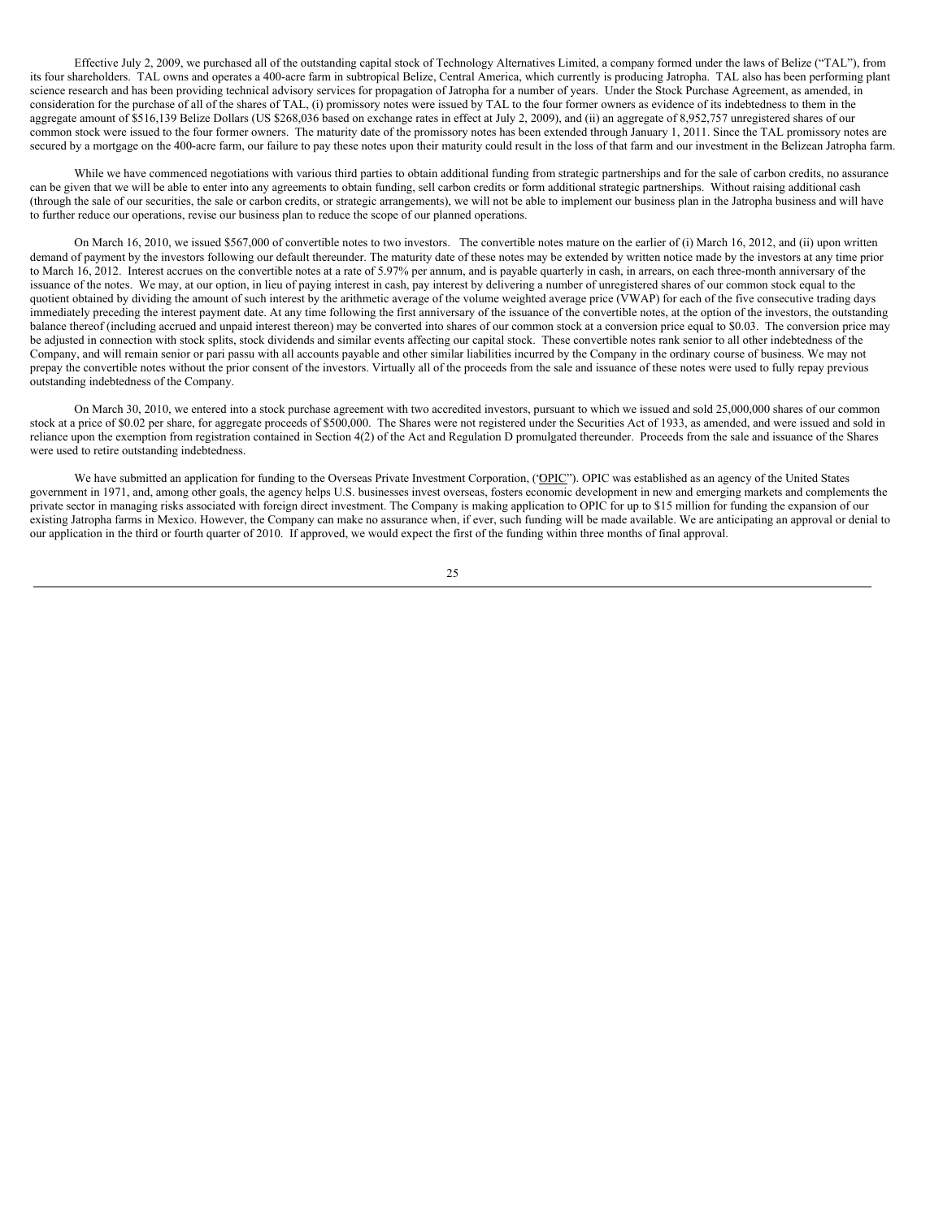Effective July 2, 2009, we purchased all of the outstanding capital stock of Technology Alternatives Limited, a company formed under the laws of Belize ("TAL"), from its four shareholders. TAL owns and operates a 400-acre farm in subtropical Belize, Central America, which currently is producing Jatropha. TAL also has been performing plant science research and has been providing technical advisory services for propagation of Jatropha for a number of years. Under the Stock Purchase Agreement, as amended, in consideration for the purchase of all of the shares of TAL, (i) promissory notes were issued by TAL to the four former owners as evidence of its indebtedness to them in the aggregate amount of $516,139 Belize Dollars (US $268,036 based on exchange rates in effect at July 2, 2009), and (ii) an aggregate of 8,952,757 unregistered shares of our common stock were issued to the four former owners. The maturity date of the promissory notes has been extended through January 1, 2011. Since the TAL promissory notes are secured by a mortgage on the 400-acre farm, our failure to pay these notes upon their maturity could result in the loss of that farm and our investment in the Belizean Jatropha farm.

While we have commenced negotiations with various third parties to obtain additional funding from strategic partnerships and for the sale of carbon credits, no assurance can be given that we will be able to enter into any agreements to obtain funding, sell carbon credits or form additional strategic partnerships. Without raising additional cash (through the sale of our securities, the sale or carbon credits, or strategic arrangements), we will not be able to implement our business plan in the Jatropha business and will have to further reduce our operations, revise our business plan to reduce the scope of our planned operations.

On March 16, 2010, we issued $567,000 of convertible notes to two investors. The convertible notes mature on the earlier of (i) March 16, 2012, and (ii) upon written demand of payment by the investors following our default thereunder. The maturity date of these notes may be extended by written notice made by the investors at any time prior to March 16, 2012. Interest accrues on the convertible notes at a rate of 5.97% per annum, and is payable quarterly in cash, in arrears, on each three-month anniversary of the issuance of the notes. We may, at our option, in lieu of paying interest in cash, pay interest by delivering a number of unregistered shares of our common stock equal to the quotient obtained by dividing the amount of such interest by the arithmetic average of the volume weighted average price (VWAP) for each of the five consecutive trading days immediately preceding the interest payment date. At any time following the first anniversary of the issuance of the convertible notes, at the option of the investors, the outstanding balance thereof (including accrued and unpaid interest thereon) may be converted into shares of our common stock at a conversion price equal to $0.03. The conversion price may be adjusted in connection with stock splits, stock dividends and similar events affecting our capital stock. These convertible notes rank senior to all other indebtedness of the Company, and will remain senior or pari passu with all accounts payable and other similar liabilities incurred by the Company in the ordinary course of business. We may not prepay the convertible notes without the prior consent of the investors. Virtually all of the proceeds from the sale and issuance of these notes were used to fully repay previous outstanding indebtedness of the Company.

On March 30, 2010, we entered into a stock purchase agreement with two accredited investors, pursuant to which we issued and sold 25,000,000 shares of our common stock at a price of $0.02 per share, for aggregate proceeds of $500,000. The Shares were not registered under the Securities Act of 1933, as amended, and were issued and sold in reliance upon the exemption from registration contained in Section 4(2) of the Act and Regulation D promulgated thereunder. Proceeds from the sale and issuance of the Shares were used to retire outstanding indebtedness.

We have submitted an application for funding to the Overseas Private Investment Corporation, ('OPIC"). OPIC was established as an agency of the United States government in 1971, and, among other goals, the agency helps U.S. businesses invest overseas, fosters economic development in new and emerging markets and complements the private sector in managing risks associated with foreign direct investment. The Company is making application to OPIC for up to $15 million for funding the expansion of our existing Jatropha farms in Mexico. However, the Company can make no assurance when, if ever, such funding will be made available. We are anticipating an approval or denial to our application in the third or fourth quarter of 2010. If approved, we would expect the first of the funding within three months of final approval.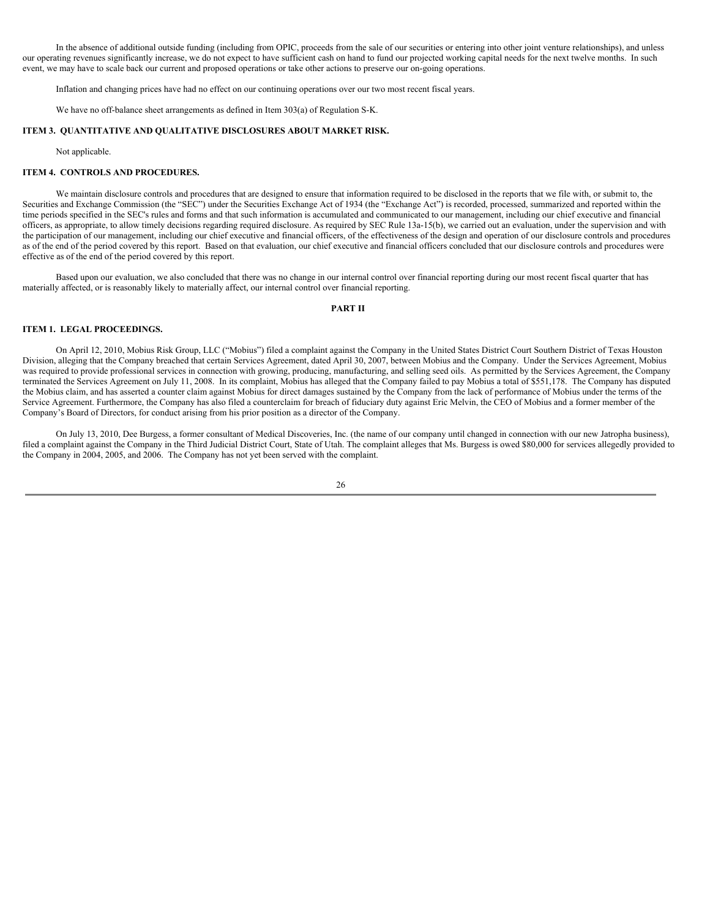In the absence of additional outside funding (including from OPIC, proceeds from the sale of our securities or entering into other joint venture relationships), and unless our operating revenues significantly increase, we do not expect to have sufficient cash on hand to fund our projected working capital needs for the next twelve months. In such event, we may have to scale back our current and proposed operations or take other actions to preserve our on-going operations.

Inflation and changing prices have had no effect on our continuing operations over our two most recent fiscal years.

We have no off-balance sheet arrangements as defined in Item 303(a) of Regulation S-K.

### ITEM 3. QUANTITATIVE AND QUALITATIVE DISCLOSURES ABOUT MARKET RISK.

Not applicable.

### ITEM 4. CONTROLS AND PROCEDURES.

We maintain disclosure controls and procedures that are designed to ensure that information required to be disclosed in the reports that we file with, or submit to, the Securities and Exchange Commission (the "SEC") under the Securities Exchange Act of 1934 (the "Exchange Act") is recorded, processed, summarized and reported within the time periods specified in the SEC's rules and forms and that such information is accumulated and communicated to our management, including our chief executive and financial officers, as appropriate, to allow timely decisions regarding required disclosure. As required by SEC Rule 13a-15(b), we carried out an evaluation, under the supervision and with the participation of our management, including our chief executive and financial officers, of the effectiveness of the design and operation of our disclosure controls and procedures as of the end of the period covered by this report. Based on that evaluation, our chief executive and financial officers concluded that our disclosure controls and procedures were effective as of the end of the period covered by this report.

Based upon our evaluation, we also concluded that there was no change in our internal control over financial reporting during our most recent fiscal quarter that has materially affected, or is reasonably likely to materially affect, our internal control over financial reporting.

## PART II

### ITEM 1. LEGAL PROCEEDINGS.

On April 12, 2010, Mobius Risk Group, LLC ("Mobius") filed a complaint against the Company in the United States District Court Southern District of Texas Houston Division, alleging that the Company breached that certain Services Agreement, dated April 30, 2007, between Mobius and the Company. Under the Services Agreement, Mobius was required to provide professional services in connection with growing, producing, manufacturing, and selling seed oils. As permitted by the Services Agreement, the Company terminated the Services Agreement on July 11, 2008. In its complaint, Mobius has alleged that the Company failed to pay Mobius a total of $551,178. The Company has disputed the Mobius claim, and has asserted a counter claim against Mobius for direct damages sustained by the Company from the lack of performance of Mobius under the terms of the Service Agreement. Furthermore, the Company has also filed a counterclaim for breach of fiduciary duty against Eric Melvin, the CEO of Mobius and a former member of the Company's Board of Directors, for conduct arising from his prior position as a director of the Company.

On July 13, 2010, Dee Burgess, a former consultant of Medical Discoveries, Inc. (the name of our company until changed in connection with our new Jatropha business), filed a complaint against the Company in the Third Judicial District Court, State of Utah. The complaint alleges that Ms. Burgess is owed $80,000 for services allegedly provided to the Company in 2004, 2005, and 2006. The Company has not yet been served with the complaint.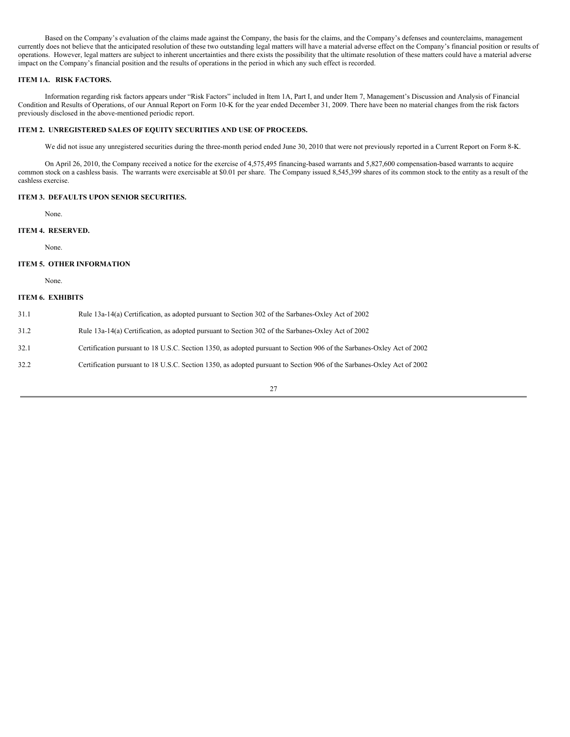Based on the Company's evaluation of the claims made against the Company, the basis for the claims, and the Company's defenses and counterclaims, management currently does not believe that the anticipated resolution of these two outstanding legal matters will have a material adverse effect on the Company's financial position or results of operations. However, legal matters are subject to inherent uncertainties and there exists the possibility that the ultimate resolution of these matters could have a material adverse impact on the Company's financial position and the results of operations in the period in which any such effect is recorded.

### ITEM 1A. RISK FACTORS.

Information regarding risk factors appears under "Risk Factors" included in Item 1A, Part I, and under Item 7, Management's Discussion and Analysis of Financial Condition and Results of Operations, of our Annual Report on Form 10-K for the year ended December 31, 2009. There have been no material changes from the risk factors previously disclosed in the above-mentioned periodic report.

### ITEM 2. UNREGISTERED SALES OF EQUITY SECURITIES AND USE OF PROCEEDS.

We did not issue any unregistered securities during the three-month period ended June 30, 2010 that were not previously reported in a Current Report on Form 8-K.

On April 26, 2010, the Company received a notice for the exercise of 4,575,495 financing-based warrants and 5,827,600 compensation-based warrants to acquire common stock on a cashless basis. The warrants were exercisable at $0.01 per share. The Company issued 8,545,399 shares of its common stock to the entity as a result of the cashless exercise.

### ITEM 3. DEFAULTS UPON SENIOR SECURITIES.

None.

### ITEM 4. RESERVED.

None.

### ITEM 5. OTHER INFORMATION

None.

### ITEM 6. EXHIBITS

| | |
|---|---|
| 31.1 | Rule 13a-14(a) Certification, as adopted pursuant to Section 302 of the Sarbanes-Oxley Act of 2002 |
| 31.2 | Rule 13a-14(a) Certification, as adopted pursuant to Section 302 of the Sarbanes-Oxley Act of 2002 |
| 32.1 | Certification pursuant to 18 U.S.C. Section 1350, as adopted pursuant to Section 906 of the Sarbanes-Oxley Act of 2002 |
| 32.2 | Certification pursuant to 18 U.S.C. Section 1350, as adopted pursuant to Section 906 of the Sarbanes-Oxley Act of 2002 |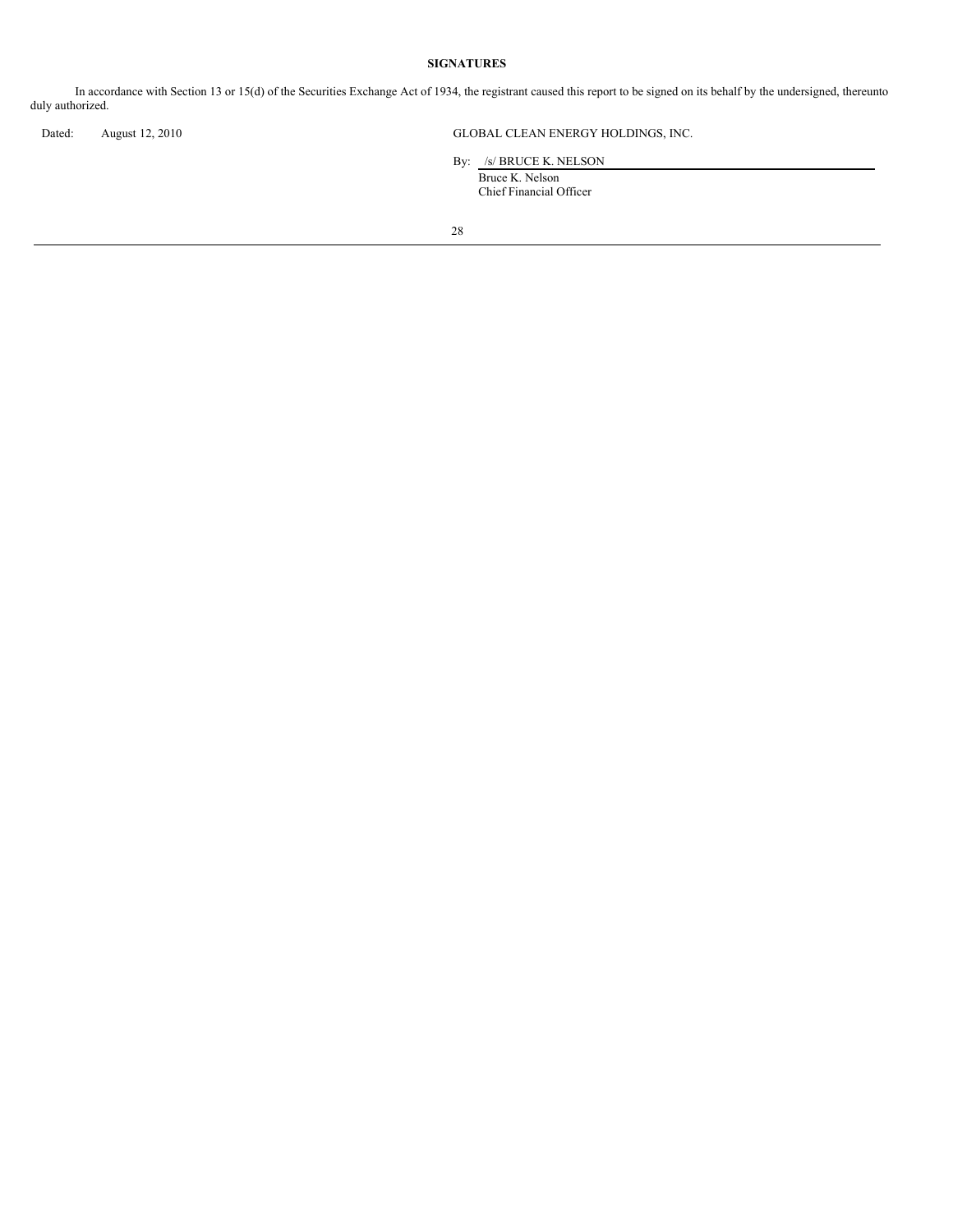**SIGNATURES**

In accordance with Section 13 or 15(d) of the Securities Exchange Act of 1934, the registrant caused this report to be signed on its behalf by the undersigned, thereunto duly authorized.

| | |
|---|---|
| Dated: August 12, 2010 | GLOBAL CLEAN ENERGY HOLDINGS, INC. |
| | By: /s/ BRUCE K. NELSON |
| | Bruce K. Nelson<br>Chief Financial Officer |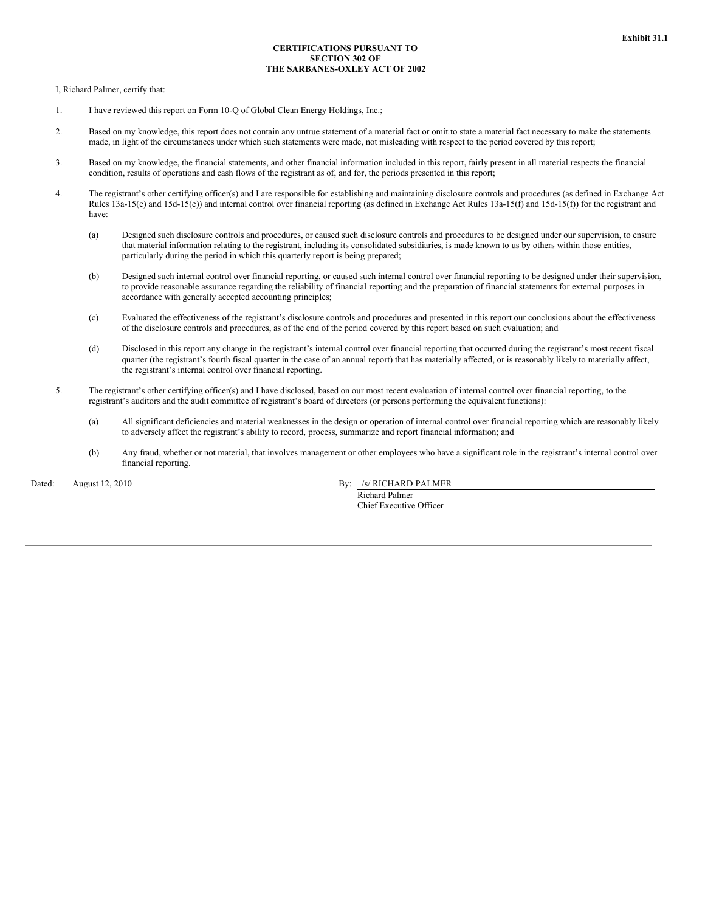**Exhibit 31.1**

**CERTIFICATIONS PURSUANT TO
SECTION 302 OF
THE SARBANES-OXLEY ACT OF 2002**

I, Richard Palmer, certify that:

1. I have reviewed this report on Form 10-Q of Global Clean Energy Holdings, Inc.;

2. Based on my knowledge, this report does not contain any untrue statement of a material fact or omit to state a material fact necessary to make the statements made, in light of the circumstances under which such statements were made, not misleading with respect to the period covered by this report;

3. Based on my knowledge, the financial statements, and other financial information included in this report, fairly present in all material respects the financial condition, results of operations and cash flows of the registrant as of, and for, the periods presented in this report;

4. The registrant's other certifying officer(s) and I are responsible for establishing and maintaining disclosure controls and procedures (as defined in Exchange Act Rules 13a-15(e) and 15d-15(e)) and internal control over financial reporting (as defined in Exchange Act Rules 13a-15(f) and 15d-15(f)) for the registrant and have:

   (a) Designed such disclosure controls and procedures, or caused such disclosure controls and procedures to be designed under our supervision, to ensure that material information relating to the registrant, including its consolidated subsidiaries, is made known to us by others within those entities, particularly during the period in which this quarterly report is being prepared;

   (b) Designed such internal control over financial reporting, or caused such internal control over financial reporting to be designed under their supervision, to provide reasonable assurance regarding the reliability of financial reporting and the preparation of financial statements for external purposes in accordance with generally accepted accounting principles;

   (c) Evaluated the effectiveness of the registrant's disclosure controls and procedures and presented in this report our conclusions about the effectiveness of the disclosure controls and procedures, as of the end of the period covered by this report based on such evaluation; and

   (d) Disclosed in this report any change in the registrant's internal control over financial reporting that occurred during the registrant's most recent fiscal quarter (the registrant's fourth fiscal quarter in the case of an annual report) that has materially affected, or is reasonably likely to materially affect, the registrant's internal control over financial reporting.

5. The registrant's other certifying officer(s) and I have disclosed, based on our most recent evaluation of internal control over financial reporting, to the registrant's auditors and the audit committee of registrant's board of directors (or persons performing the equivalent functions):

   (a) All significant deficiencies and material weaknesses in the design or operation of internal control over financial reporting which are reasonably likely to adversely affect the registrant's ability to record, process, summarize and report financial information; and

   (b) Any fraud, whether or not material, that involves management or other employees who have a significant role in the registrant's internal control over financial reporting.

Dated: August 12, 2010

By: /s/ RICHARD PALMER
Richard Palmer
Chief Executive Officer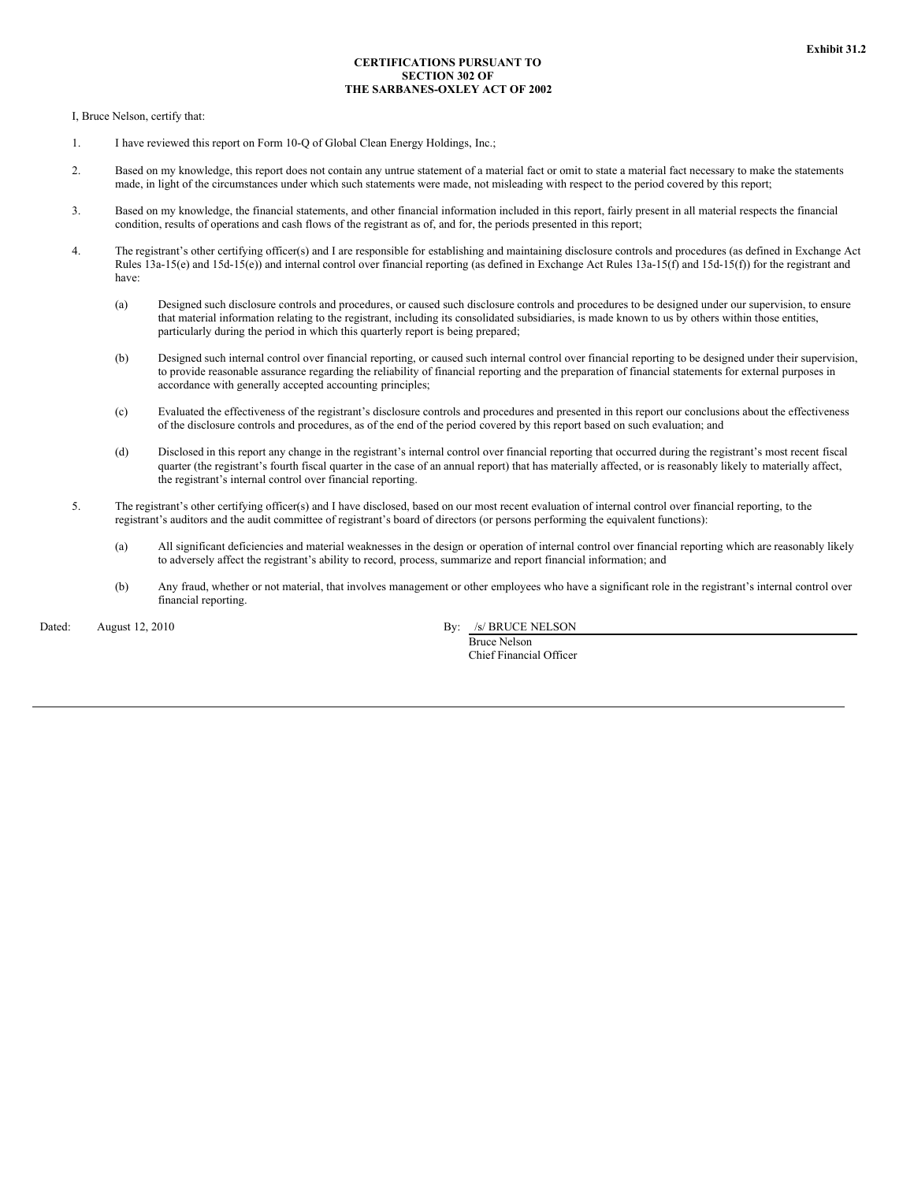**Exhibit 31.2**

**CERTIFICATIONS PURSUANT TO SECTION 302 OF THE SARBANES-OXLEY ACT OF 2002**

I, Bruce Nelson, certify that:

1. I have reviewed this report on Form 10-Q of Global Clean Energy Holdings, Inc.;

2. Based on my knowledge, this report does not contain any untrue statement of a material fact or omit to state a material fact necessary to make the statements made, in light of the circumstances under which such statements were made, not misleading with respect to the period covered by this report;

3. Based on my knowledge, the financial statements, and other financial information included in this report, fairly present in all material respects the financial condition, results of operations and cash flows of the registrant as of, and for, the periods presented in this report;

4. The registrant's other certifying officer(s) and I are responsible for establishing and maintaining disclosure controls and procedures (as defined in Exchange Act Rules 13a-15(e) and 15d-15(e)) and internal control over financial reporting (as defined in Exchange Act Rules 13a-15(f) and 15d-15(f)) for the registrant and have:

   (a) Designed such disclosure controls and procedures, or caused such disclosure controls and procedures to be designed under our supervision, to ensure that material information relating to the registrant, including its consolidated subsidiaries, is made known to us by others within those entities, particularly during the period in which this quarterly report is being prepared;

   (b) Designed such internal control over financial reporting, or caused such internal control over financial reporting to be designed under their supervision, to provide reasonable assurance regarding the reliability of financial reporting and the preparation of financial statements for external purposes in accordance with generally accepted accounting principles;

   (c) Evaluated the effectiveness of the registrant's disclosure controls and procedures and presented in this report our conclusions about the effectiveness of the disclosure controls and procedures, as of the end of the period covered by this report based on such evaluation; and

   (d) Disclosed in this report any change in the registrant's internal control over financial reporting that occurred during the registrant's most recent fiscal quarter (the registrant's fourth fiscal quarter in the case of an annual report) that has materially affected, or is reasonably likely to materially affect, the registrant's internal control over financial reporting.

5. The registrant's other certifying officer(s) and I have disclosed, based on our most recent evaluation of internal control over financial reporting, to the registrant's auditors and the audit committee of registrant's board of directors (or persons performing the equivalent functions):

   (a) All significant deficiencies and material weaknesses in the design or operation of internal control over financial reporting which are reasonably likely to adversely affect the registrant's ability to record, process, summarize and report financial information; and

   (b) Any fraud, whether or not material, that involves management or other employees who have a significant role in the registrant's internal control over financial reporting.

Dated: August 12, 2010

By: /s/ BRUCE NELSON
Bruce Nelson
Chief Financial Officer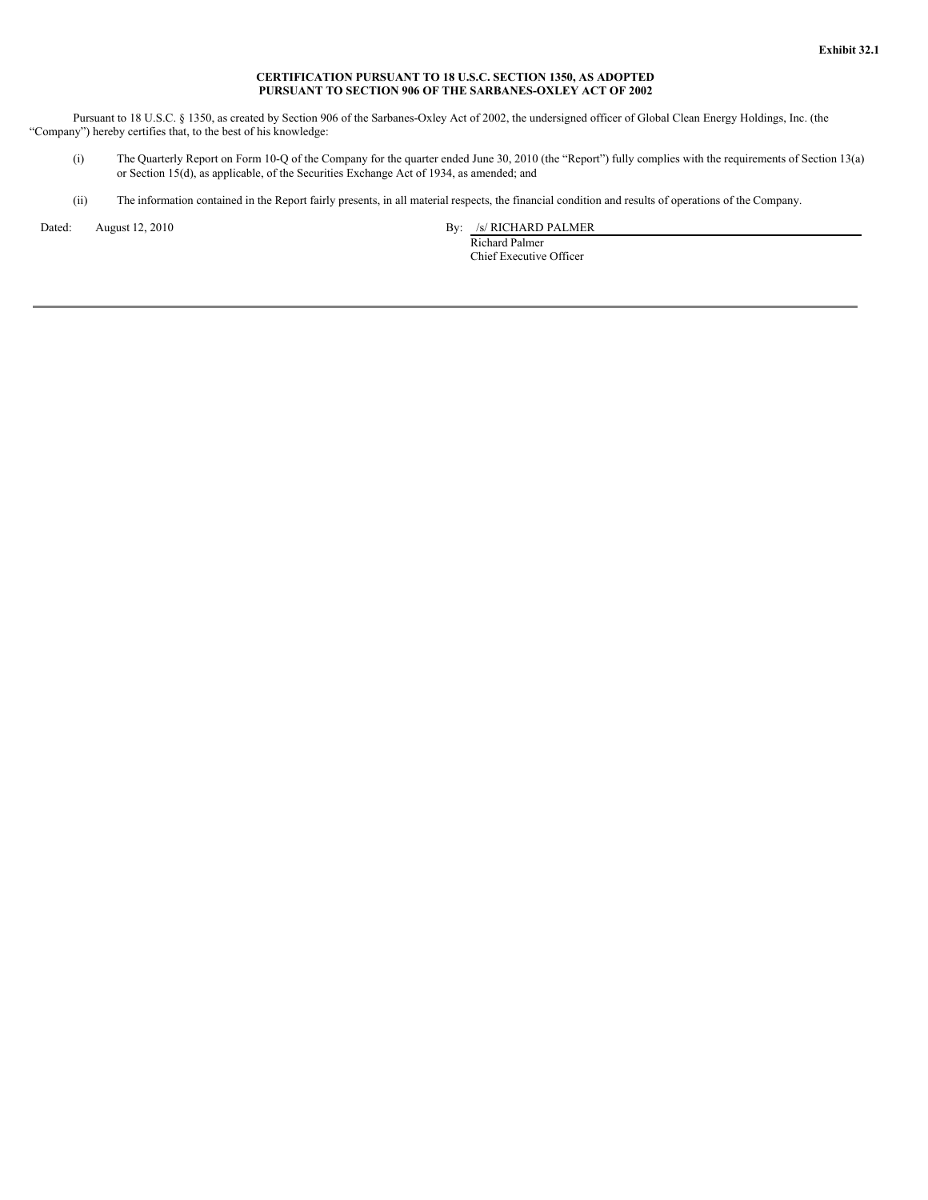**Exhibit 32.1**

**CERTIFICATION PURSUANT TO 18 U.S.C. SECTION 1350, AS ADOPTED PURSUANT TO SECTION 906 OF THE SARBANES-OXLEY ACT OF 2002**

Pursuant to 18 U.S.C. § 1350, as created by Section 906 of the Sarbanes-Oxley Act of 2002, the undersigned officer of Global Clean Energy Holdings, Inc. (the "Company") hereby certifies that, to the best of his knowledge:

(i) The Quarterly Report on Form 10-Q of the Company for the quarter ended June 30, 2010 (the "Report") fully complies with the requirements of Section 13(a) or Section 15(d), as applicable, of the Securities Exchange Act of 1934, as amended; and

(ii) The information contained in the Report fairly presents, in all material respects, the financial condition and results of operations of the Company.

Dated: August 12, 2010

By: /s/ RICHARD PALMER
Richard Palmer
Chief Executive Officer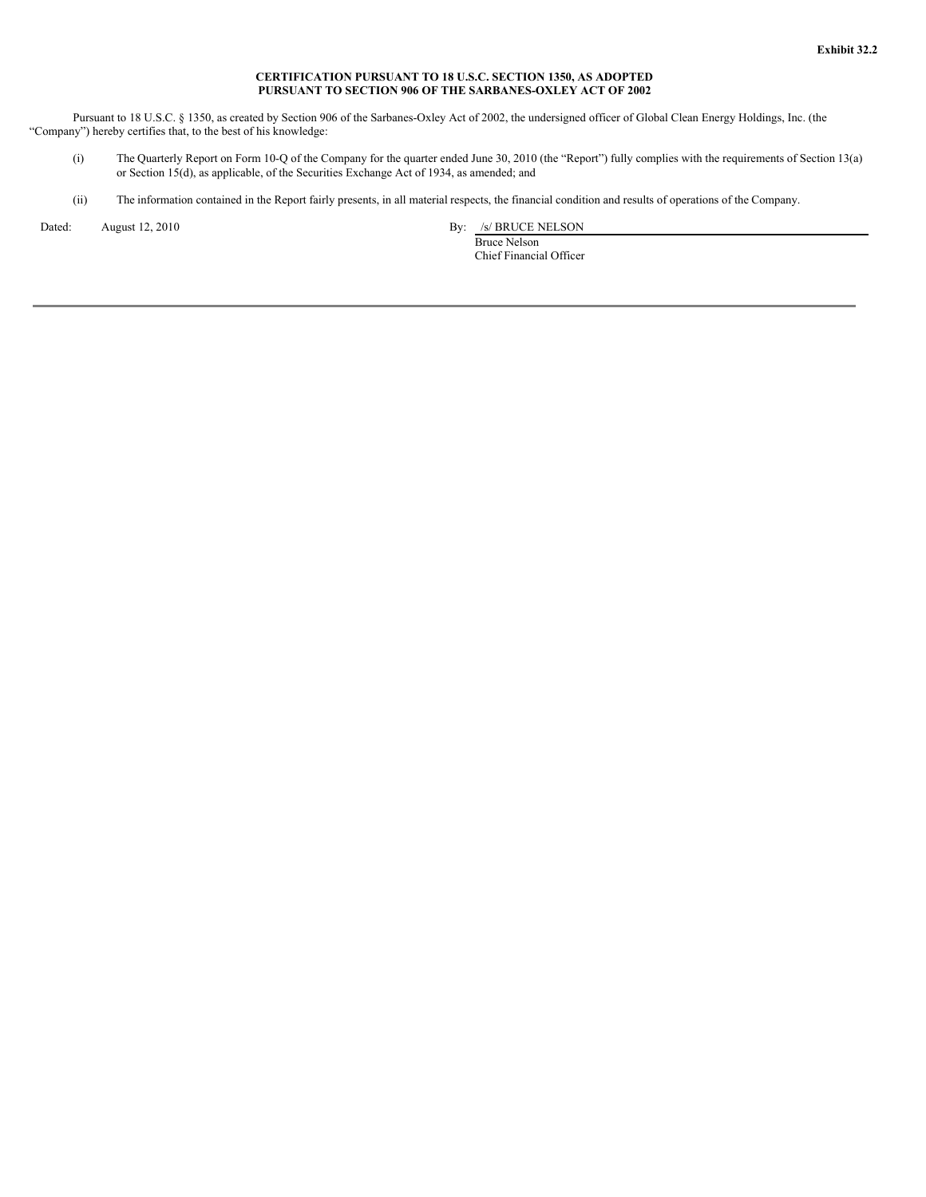**Exhibit 32.2**

**CERTIFICATION PURSUANT TO 18 U.S.C. SECTION 1350, AS ADOPTED PURSUANT TO SECTION 906 OF THE SARBANES-OXLEY ACT OF 2002**

Pursuant to 18 U.S.C. § 1350, as created by Section 906 of the Sarbanes-Oxley Act of 2002, the undersigned officer of Global Clean Energy Holdings, Inc. (the "Company") hereby certifies that, to the best of his knowledge:

(i) The Quarterly Report on Form 10-Q of the Company for the quarter ended June 30, 2010 (the "Report") fully complies with the requirements of Section 13(a) or Section 15(d), as applicable, of the Securities Exchange Act of 1934, as amended; and

(ii) The information contained in the Report fairly presents, in all material respects, the financial condition and results of operations of the Company.

Dated: August 12, 2010

By: /s/ BRUCE NELSON
Bruce Nelson
Chief Financial Officer